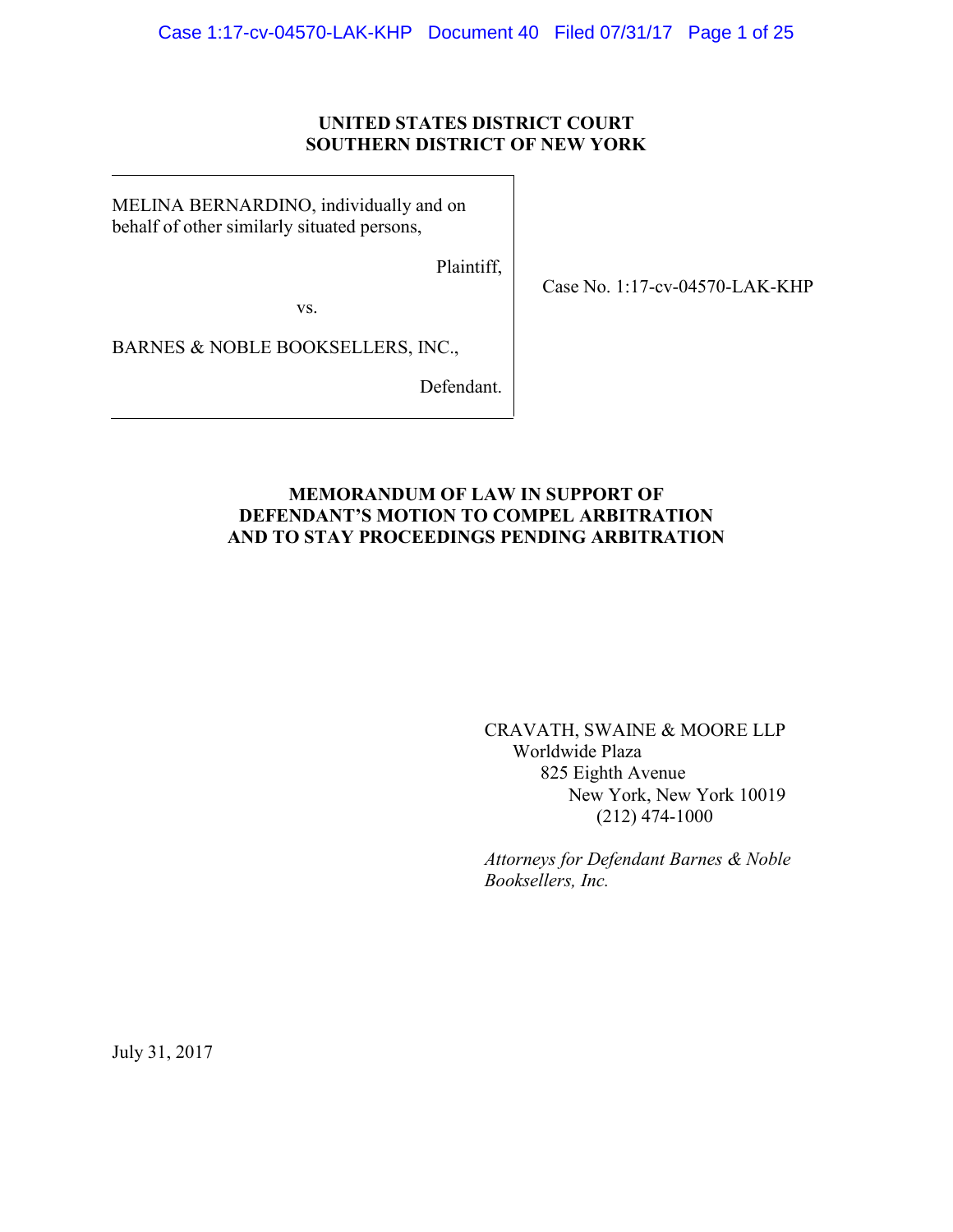**UNITED STATES DISTRICT COURT**
**SOUTHERN DISTRICT OF NEW YORK**

MELINA BERNARDINO, individually and on behalf of other similarly situated persons,

Plaintiff,

vs.

BARNES & NOBLE BOOKSELLERS, INC.,

Defendant.

Case No. 1:17-cv-04570-LAK-KHP

**MEMORANDUM OF LAW IN SUPPORT OF DEFENDANT'S MOTION TO COMPEL ARBITRATION AND TO STAY PROCEEDINGS PENDING ARBITRATION**

CRAVATH, SWAINE & MOORE LLP
Worldwide Plaza
825 Eighth Avenue
New York, New York 10019
(212) 474-1000

*Attorneys for Defendant Barnes & Noble Booksellers, Inc.*

July 31, 2017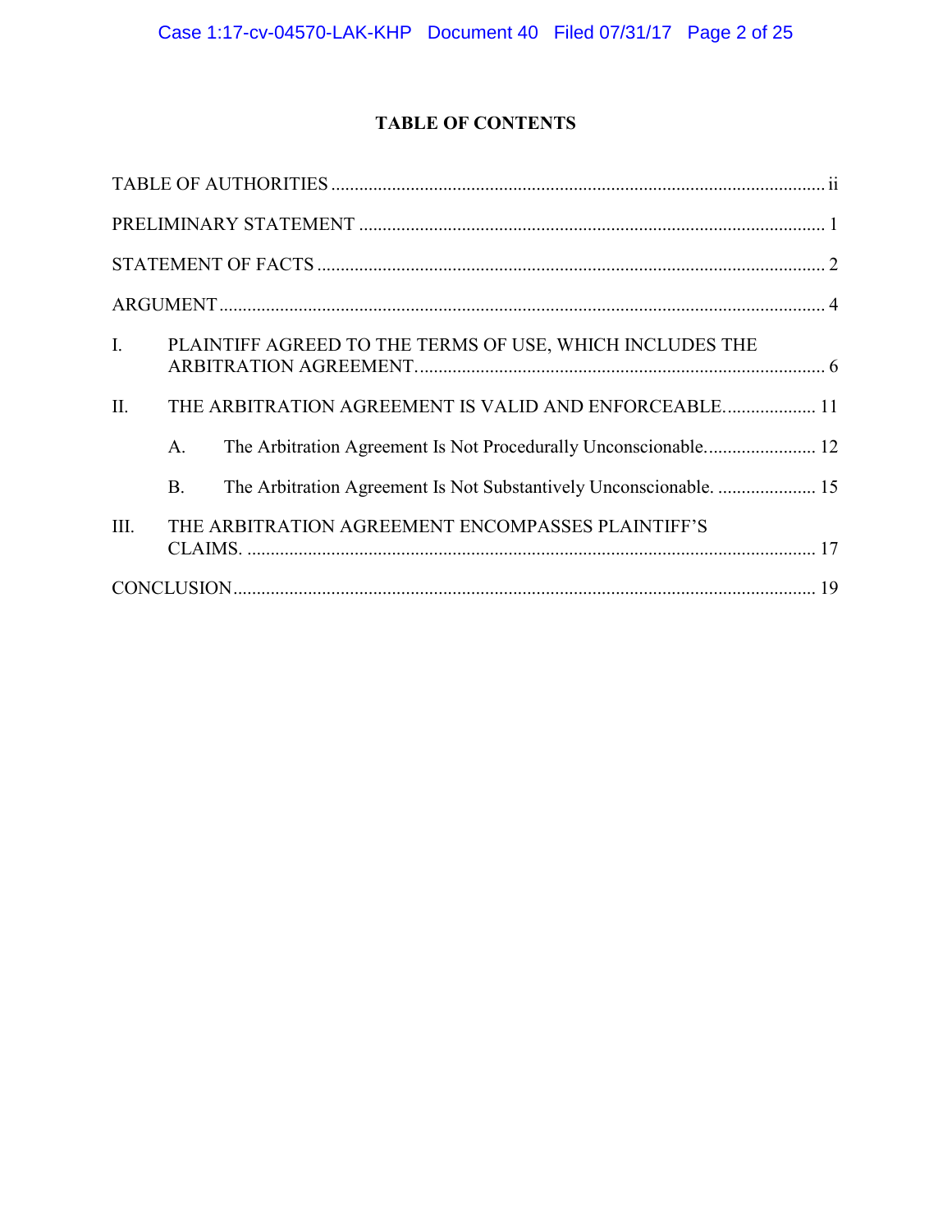# TABLE OF CONTENTS

TABLE OF AUTHORITIES ........................................................................................................ ii

PRELIMINARY STATEMENT .................................................................................................. 1

STATEMENT OF FACTS .......................................................................................................... 2

ARGUMENT ................................................................................................................................ 4

I. PLAINTIFF AGREED TO THE TERMS OF USE, WHICH INCLUDES THE ARBITRATION AGREEMENT. ...................................................................................... 6

II. THE ARBITRATION AGREEMENT IS VALID AND ENFORCEABLE. .................... 11

   A. The Arbitration Agreement Is Not Procedurally Unconscionable. ....................... 12

   B. The Arbitration Agreement Is Not Substantively Unconscionable. ..................... 15

III. THE ARBITRATION AGREEMENT ENCOMPASSES PLAINTIFF'S CLAIMS. ........................................................................................................................ 17

CONCLUSION ........................................................................................................................... 19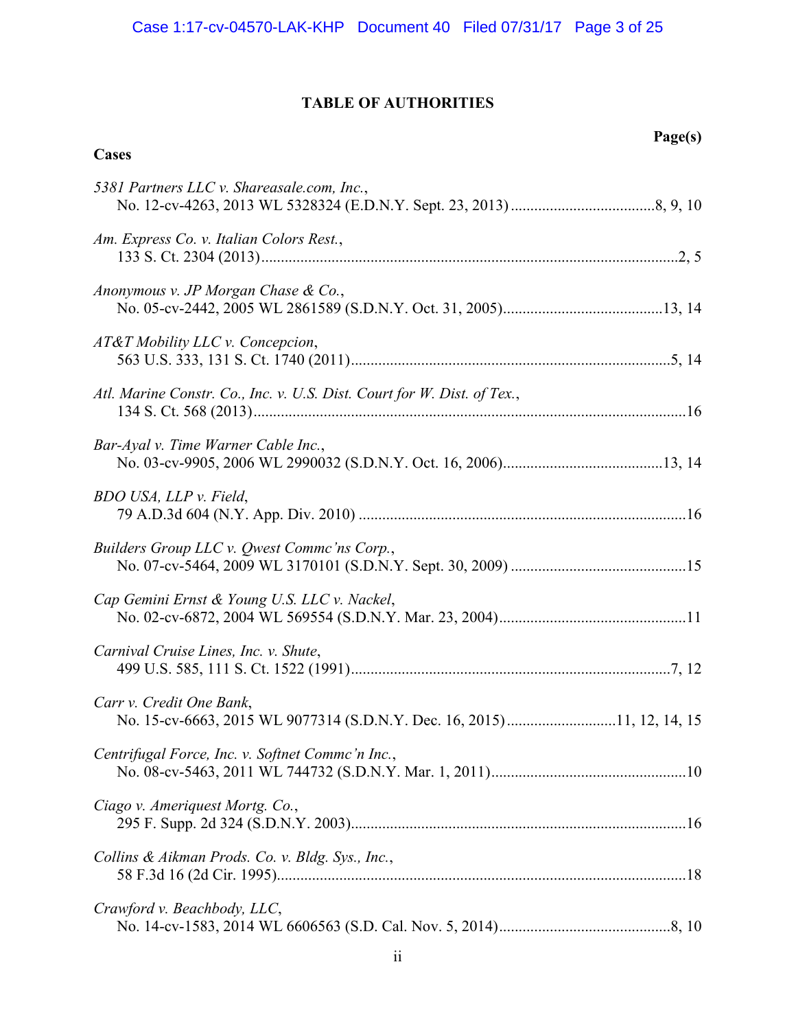# TABLE OF AUTHORITIES

**Cases** — **Page(s)**

*5381 Partners LLC v. Shareasale.com, Inc.*,
No. 12-cv-4263, 2013 WL 5328324 (E.D.N.Y. Sept. 23, 2013) ....................................8, 9, 10

*Am. Express Co. v. Italian Colors Rest.*,
133 S. Ct. 2304 (2013) ....................................2, 5

*Anonymous v. JP Morgan Chase & Co.*,
No. 05-cv-2442, 2005 WL 2861589 (S.D.N.Y. Oct. 31, 2005) ....................................13, 14

*AT&T Mobility LLC v. Concepcion*,
563 U.S. 333, 131 S. Ct. 1740 (2011) ....................................5, 14

*Atl. Marine Constr. Co., Inc. v. U.S. Dist. Court for W. Dist. of Tex.*,
134 S. Ct. 568 (2013) ....................................16

*Bar-Ayal v. Time Warner Cable Inc.*,
No. 03-cv-9905, 2006 WL 2990032 (S.D.N.Y. Oct. 16, 2006) ....................................13, 14

*BDO USA, LLP v. Field*,
79 A.D.3d 604 (N.Y. App. Div. 2010) ....................................16

*Builders Group LLC v. Qwest Commc'ns Corp.*,
No. 07-cv-5464, 2009 WL 3170101 (S.D.N.Y. Sept. 30, 2009) ....................................15

*Cap Gemini Ernst & Young U.S. LLC v. Nackel*,
No. 02-cv-6872, 2004 WL 569554 (S.D.N.Y. Mar. 23, 2004) ....................................11

*Carnival Cruise Lines, Inc. v. Shute*,
499 U.S. 585, 111 S. Ct. 1522 (1991) ....................................7, 12

*Carr v. Credit One Bank*,
No. 15-cv-6663, 2015 WL 9077314 (S.D.N.Y. Dec. 16, 2015) ....................................11, 12, 14, 15

*Centrifugal Force, Inc. v. Softnet Commc'n Inc.*,
No. 08-cv-5463, 2011 WL 744732 (S.D.N.Y. Mar. 1, 2011) ....................................10

*Ciago v. Ameriquest Mortg. Co.*,
295 F. Supp. 2d 324 (S.D.N.Y. 2003) ....................................16

*Collins & Aikman Prods. Co. v. Bldg. Sys., Inc.*,
58 F.3d 16 (2d Cir. 1995) ....................................18

*Crawford v. Beachbody, LLC*,
No. 14-cv-1583, 2014 WL 6606563 (S.D. Cal. Nov. 5, 2014) ....................................8, 10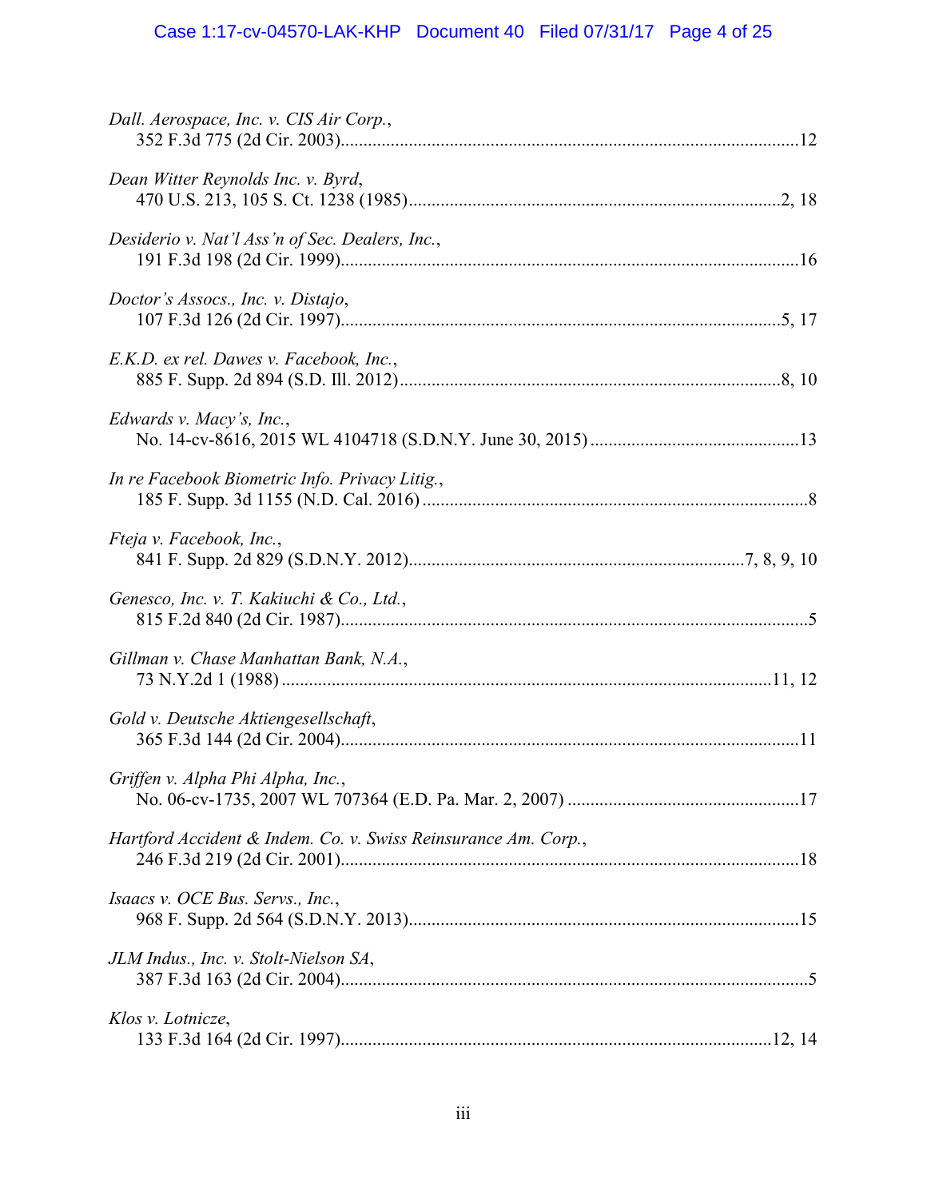*Dall. Aerospace, Inc. v. CIS Air Corp.*,
352 F.3d 775 (2d Cir. 2003)....................................................................................................12

*Dean Witter Reynolds Inc. v. Byrd*,
470 U.S. 213, 105 S. Ct. 1238 (1985)..................................................................................2, 18

*Desiderio v. Nat'l Ass'n of Sec. Dealers, Inc.*,
191 F.3d 198 (2d Cir. 1999)....................................................................................................16

*Doctor's Assocs., Inc. v. Distajo*,
107 F.3d 126 (2d Cir. 1997).................................................................................................5, 17

*E.K.D. ex rel. Dawes v. Facebook, Inc.*,
885 F. Supp. 2d 894 (S.D. Ill. 2012)....................................................................................8, 10

*Edwards v. Macy's, Inc.*,
No. 14-cv-8616, 2015 WL 4104718 (S.D.N.Y. June 30, 2015) .............................................13

*In re Facebook Biometric Info. Privacy Litig.*,
185 F. Supp. 3d 1155 (N.D. Cal. 2016) .....................................................................................8

*Fteja v. Facebook, Inc.*,
841 F. Supp. 2d 829 (S.D.N.Y. 2012).........................................................................7, 8, 9, 10

*Genesco, Inc. v. T. Kakiuchi & Co., Ltd.*,
815 F.2d 840 (2d Cir. 1987).......................................................................................................5

*Gillman v. Chase Manhattan Bank, N.A.*,
73 N.Y.2d 1 (1988) ..........................................................................................................11, 12

*Gold v. Deutsche Aktiengesellschaft*,
365 F.3d 144 (2d Cir. 2004)....................................................................................................11

*Griffen v. Alpha Phi Alpha, Inc.*,
No. 06-cv-1735, 2007 WL 707364 (E.D. Pa. Mar. 2, 2007) ...................................................17

*Hartford Accident & Indem. Co. v. Swiss Reinsurance Am. Corp.*,
246 F.3d 219 (2d Cir. 2001)....................................................................................................18

*Isaacs v. OCE Bus. Servs., Inc.*,
968 F. Supp. 2d 564 (S.D.N.Y. 2013).....................................................................................15

*JLM Indus., Inc. v. Stolt-Nielson SA*,
387 F.3d 163 (2d Cir. 2004).......................................................................................................5

*Klos v. Lotnicze*,
133 F.3d 164 (2d Cir. 1997)..............................................................................................12, 14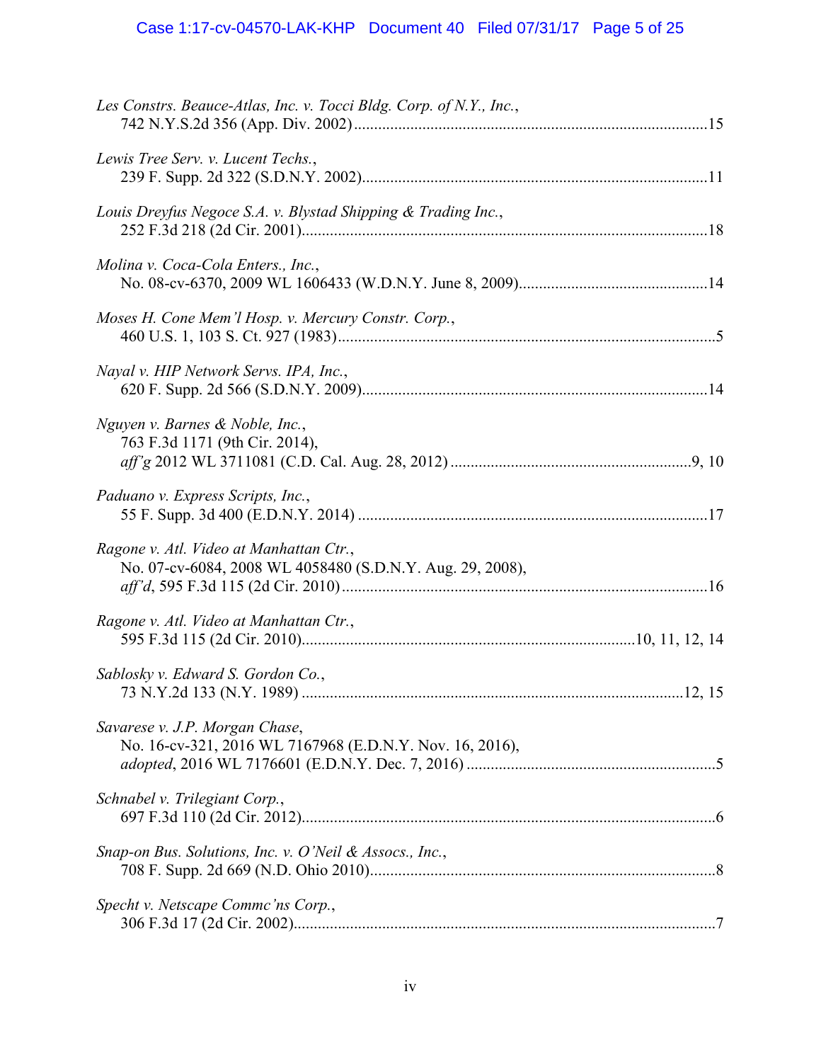*Les Constrs. Beauce-Atlas, Inc. v. Tocci Bldg. Corp. of N.Y., Inc.*,
742 N.Y.S.2d 356 (App. Div. 2002) ........................................................................................15

*Lewis Tree Serv. v. Lucent Techs.*,
239 F. Supp. 2d 322 (S.D.N.Y. 2002)......................................................................................11

*Louis Dreyfus Negoce S.A. v. Blystad Shipping & Trading Inc.*,
252 F.3d 218 (2d Cir. 2001).....................................................................................................18

*Molina v. Coca-Cola Enters., Inc.*,
No. 08-cv-6370, 2009 WL 1606433 (W.D.N.Y. June 8, 2009)...............................................14

*Moses H. Cone Mem'l Hosp. v. Mercury Constr. Corp.*,
460 U.S. 1, 103 S. Ct. 927 (1983)..............................................................................................5

*Nayal v. HIP Network Servs. IPA, Inc.*,
620 F. Supp. 2d 566 (S.D.N.Y. 2009)......................................................................................14

*Nguyen v. Barnes & Noble, Inc.*,
763 F.3d 1171 (9th Cir. 2014),
*aff'g* 2012 WL 3711081 (C.D. Cal. Aug. 28, 2012) ............................................................9, 10

*Paduano v. Express Scripts, Inc.*,
55 F. Supp. 3d 400 (E.D.N.Y. 2014) .......................................................................................17

*Ragone v. Atl. Video at Manhattan Ctr.*,
No. 07-cv-6084, 2008 WL 4058480 (S.D.N.Y. Aug. 29, 2008),
*aff'd*, 595 F.3d 115 (2d Cir. 2010) ..........................................................................................16

*Ragone v. Atl. Video at Manhattan Ctr.*,
595 F.3d 115 (2d Cir. 2010)..................................................................................10, 11, 12, 14

*Sablosky v. Edward S. Gordon Co.*,
73 N.Y.2d 133 (N.Y. 1989) ...............................................................................................12, 15

*Savarese v. J.P. Morgan Chase*,
No. 16-cv-321, 2016 WL 7167968 (E.D.N.Y. Nov. 16, 2016),
*adopted*, 2016 WL 7176601 (E.D.N.Y. Dec. 7, 2016) .............................................................5

*Schnabel v. Trilegiant Corp.*,
697 F.3d 110 (2d Cir. 2012).......................................................................................................6

*Snap-on Bus. Solutions, Inc. v. O'Neil & Assocs., Inc.*,
708 F. Supp. 2d 669 (N.D. Ohio 2010)......................................................................................8

*Specht v. Netscape Commc'ns Corp.*,
306 F.3d 17 (2d Cir. 2002).........................................................................................................7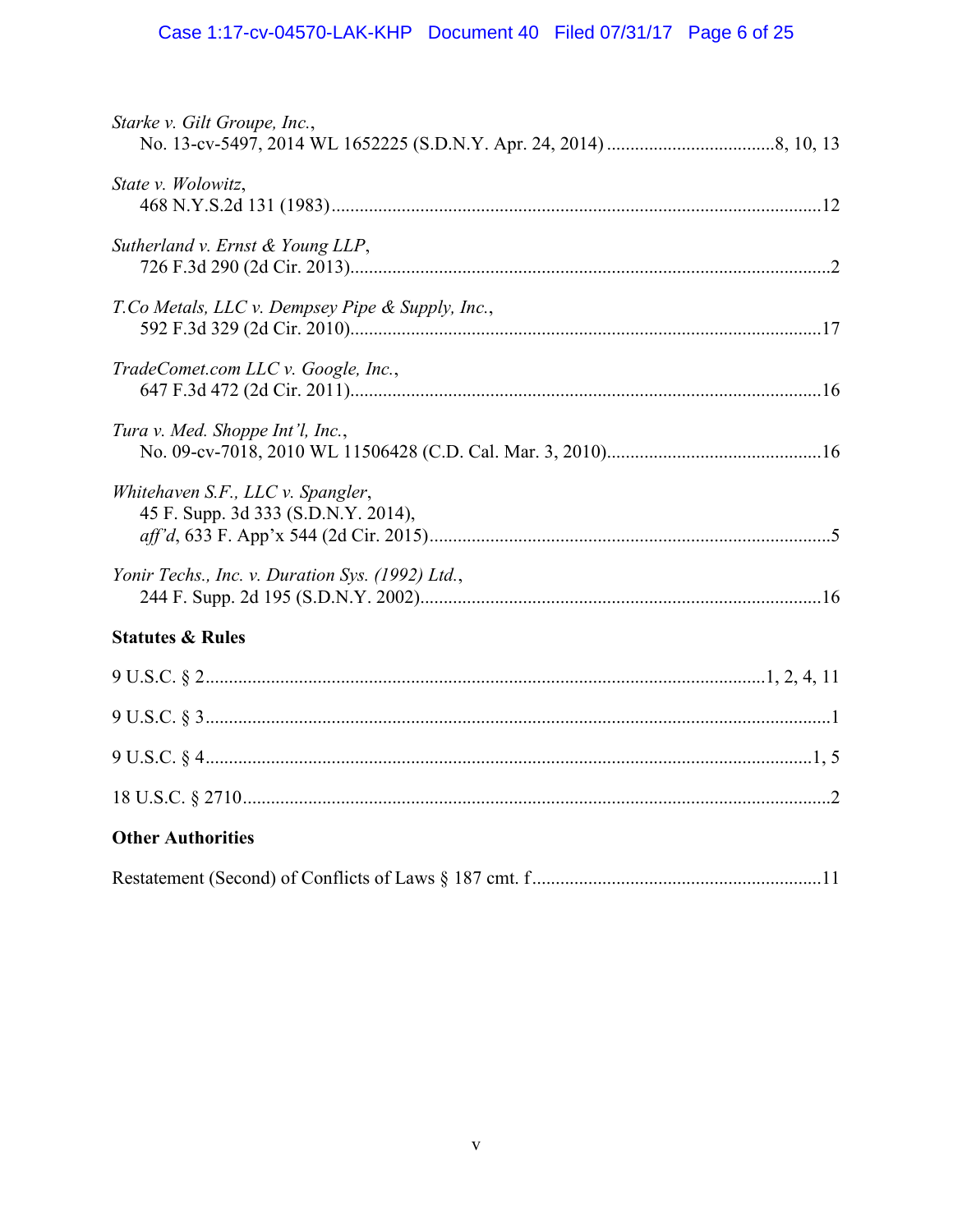*Starke v. Gilt Groupe, Inc.*,
No. 13-cv-5497, 2014 WL 1652225 (S.D.N.Y. Apr. 24, 2014) ....................................8, 10, 13

*State v. Wolowitz*,
468 N.Y.S.2d 131 (1983)........................................................................................................12

*Sutherland v. Ernst & Young LLP*,
726 F.3d 290 (2d Cir. 2013).......................................................................................................2

*T.Co Metals, LLC v. Dempsey Pipe & Supply, Inc.*,
592 F.3d 329 (2d Cir. 2010).....................................................................................................17

*TradeComet.com LLC v. Google, Inc.*,
647 F.3d 472 (2d Cir. 2011).....................................................................................................16

*Tura v. Med. Shoppe Int'l, Inc.*,
No. 09-cv-7018, 2010 WL 11506428 (C.D. Cal. Mar. 3, 2010)..............................................16

*Whitehaven S.F., LLC v. Spangler*,
45 F. Supp. 3d 333 (S.D.N.Y. 2014),
*aff'd*, 633 F. App'x 544 (2d Cir. 2015).......................................................................................5

*Yonir Techs., Inc. v. Duration Sys. (1992) Ltd.*,
244 F. Supp. 2d 195 (S.D.N.Y. 2002)......................................................................................16

**Statutes & Rules**

9 U.S.C. § 2.......................................................................................................................1, 2, 4, 11

9 U.S.C. § 3..........................................................................................................................................1

9 U.S.C. § 4.....................................................................................................................................1, 5

18 U.S.C. § 2710..................................................................................................................................2

**Other Authorities**

Restatement (Second) of Conflicts of Laws § 187 cmt. f..............................................................11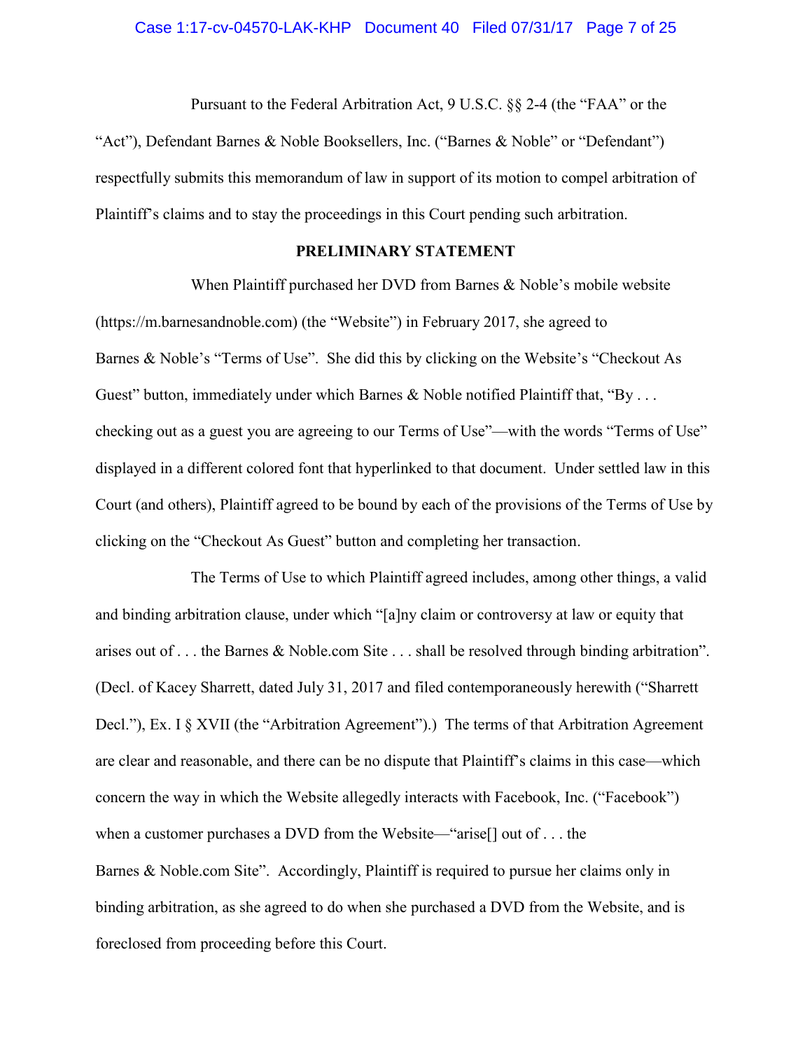Pursuant to the Federal Arbitration Act, 9 U.S.C. §§ 2-4 (the "FAA" or the "Act"), Defendant Barnes & Noble Booksellers, Inc. ("Barnes & Noble" or "Defendant") respectfully submits this memorandum of law in support of its motion to compel arbitration of Plaintiff's claims and to stay the proceedings in this Court pending such arbitration.

## PRELIMINARY STATEMENT

When Plaintiff purchased her DVD from Barnes & Noble's mobile website (https://m.barnesandnoble.com) (the "Website") in February 2017, she agreed to Barnes & Noble's "Terms of Use". She did this by clicking on the Website's "Checkout As Guest" button, immediately under which Barnes & Noble notified Plaintiff that, "By . . . checking out as a guest you are agreeing to our Terms of Use"—with the words "Terms of Use" displayed in a different colored font that hyperlinked to that document. Under settled law in this Court (and others), Plaintiff agreed to be bound by each of the provisions of the Terms of Use by clicking on the "Checkout As Guest" button and completing her transaction.

The Terms of Use to which Plaintiff agreed includes, among other things, a valid and binding arbitration clause, under which "[a]ny claim or controversy at law or equity that arises out of . . . the Barnes & Noble.com Site . . . shall be resolved through binding arbitration". (Decl. of Kacey Sharrett, dated July 31, 2017 and filed contemporaneously herewith ("Sharrett Decl."), Ex. I § XVII (the "Arbitration Agreement").) The terms of that Arbitration Agreement are clear and reasonable, and there can be no dispute that Plaintiff's claims in this case—which concern the way in which the Website allegedly interacts with Facebook, Inc. ("Facebook") when a customer purchases a DVD from the Website—"arise[] out of . . . the Barnes & Noble.com Site". Accordingly, Plaintiff is required to pursue her claims only in binding arbitration, as she agreed to do when she purchased a DVD from the Website, and is foreclosed from proceeding before this Court.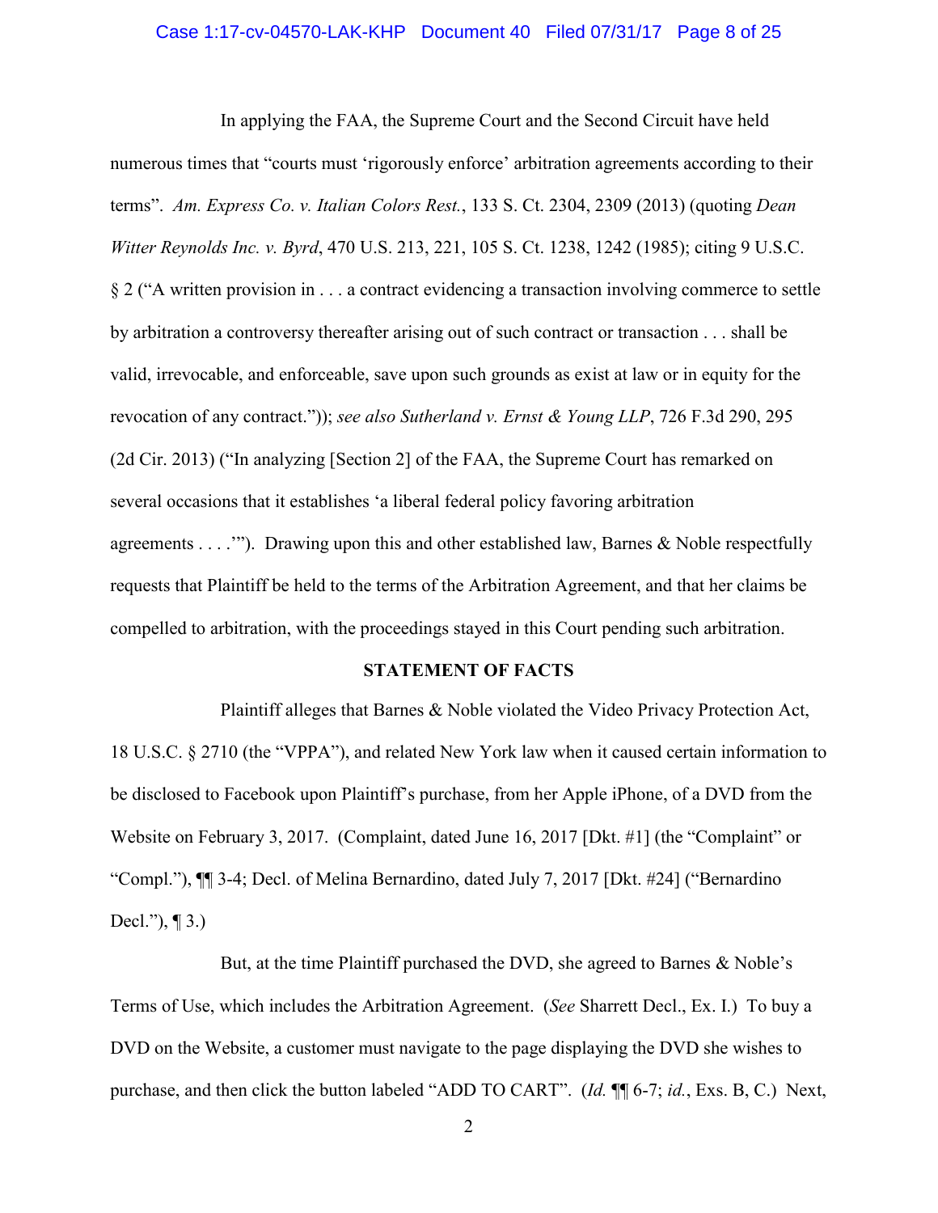In applying the FAA, the Supreme Court and the Second Circuit have held numerous times that "courts must 'rigorously enforce' arbitration agreements according to their terms". *Am. Express Co. v. Italian Colors Rest.*, 133 S. Ct. 2304, 2309 (2013) (quoting *Dean Witter Reynolds Inc. v. Byrd*, 470 U.S. 213, 221, 105 S. Ct. 1238, 1242 (1985); citing 9 U.S.C. § 2 ("A written provision in . . . a contract evidencing a transaction involving commerce to settle by arbitration a controversy thereafter arising out of such contract or transaction . . . shall be valid, irrevocable, and enforceable, save upon such grounds as exist at law or in equity for the revocation of any contract.")); *see also Sutherland v. Ernst & Young LLP*, 726 F.3d 290, 295 (2d Cir. 2013) ("In analyzing [Section 2] of the FAA, the Supreme Court has remarked on several occasions that it establishes 'a liberal federal policy favoring arbitration agreements . . . .'"). Drawing upon this and other established law, Barnes & Noble respectfully requests that Plaintiff be held to the terms of the Arbitration Agreement, and that her claims be compelled to arbitration, with the proceedings stayed in this Court pending such arbitration.

**STATEMENT OF FACTS**

Plaintiff alleges that Barnes & Noble violated the Video Privacy Protection Act, 18 U.S.C. § 2710 (the "VPPA"), and related New York law when it caused certain information to be disclosed to Facebook upon Plaintiff's purchase, from her Apple iPhone, of a DVD from the Website on February 3, 2017. (Complaint, dated June 16, 2017 [Dkt. #1] (the "Complaint" or "Compl."), ¶¶ 3-4; Decl. of Melina Bernardino, dated July 7, 2017 [Dkt. #24] ("Bernardino Decl."), ¶ 3.)

But, at the time Plaintiff purchased the DVD, she agreed to Barnes & Noble's Terms of Use, which includes the Arbitration Agreement. (*See* Sharrett Decl., Ex. I.) To buy a DVD on the Website, a customer must navigate to the page displaying the DVD she wishes to purchase, and then click the button labeled "ADD TO CART". (*Id.* ¶¶ 6-7; *id.*, Exs. B, C.) Next,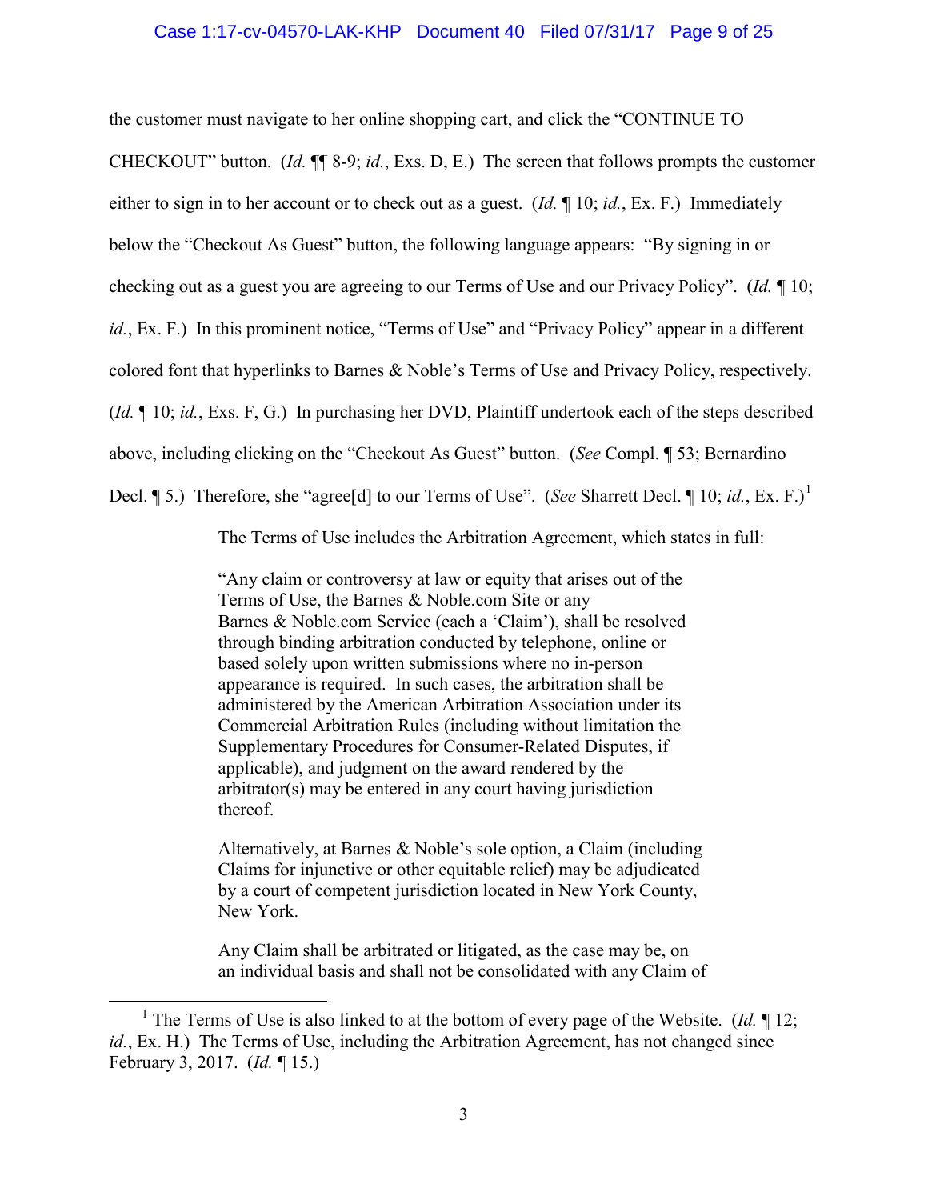the customer must navigate to her online shopping cart, and click the "CONTINUE TO CHECKOUT" button. (*Id.* ¶¶ 8-9; *id.*, Exs. D, E.) The screen that follows prompts the customer either to sign in to her account or to check out as a guest. (*Id.* ¶ 10; *id.*, Ex. F.) Immediately below the "Checkout As Guest" button, the following language appears: "By signing in or checking out as a guest you are agreeing to our Terms of Use and our Privacy Policy". (*Id.* ¶ 10; *id.*, Ex. F.) In this prominent notice, "Terms of Use" and "Privacy Policy" appear in a different colored font that hyperlinks to Barnes & Noble's Terms of Use and Privacy Policy, respectively. (*Id.* ¶ 10; *id.*, Exs. F, G.) In purchasing her DVD, Plaintiff undertook each of the steps described above, including clicking on the "Checkout As Guest" button. (*See* Compl. ¶ 53; Bernardino Decl. ¶ 5.) Therefore, she "agree[d] to our Terms of Use". (*See* Sharrett Decl. ¶ 10; *id.*, Ex. F.)[1]

The Terms of Use includes the Arbitration Agreement, which states in full:

> "Any claim or controversy at law or equity that arises out of the Terms of Use, the Barnes & Noble.com Site or any Barnes & Noble.com Service (each a 'Claim'), shall be resolved through binding arbitration conducted by telephone, online or based solely upon written submissions where no in-person appearance is required. In such cases, the arbitration shall be administered by the American Arbitration Association under its Commercial Arbitration Rules (including without limitation the Supplementary Procedures for Consumer-Related Disputes, if applicable), and judgment on the award rendered by the arbitrator(s) may be entered in any court having jurisdiction thereof.
>
> Alternatively, at Barnes & Noble's sole option, a Claim (including Claims for injunctive or other equitable relief) may be adjudicated by a court of competent jurisdiction located in New York County, New York.
>
> Any Claim shall be arbitrated or litigated, as the case may be, on an individual basis and shall not be consolidated with any Claim of

---

[1] The Terms of Use is also linked to at the bottom of every page of the Website. (*Id.* ¶ 12; *id.*, Ex. H.) The Terms of Use, including the Arbitration Agreement, has not changed since February 3, 2017. (*Id.* ¶ 15.)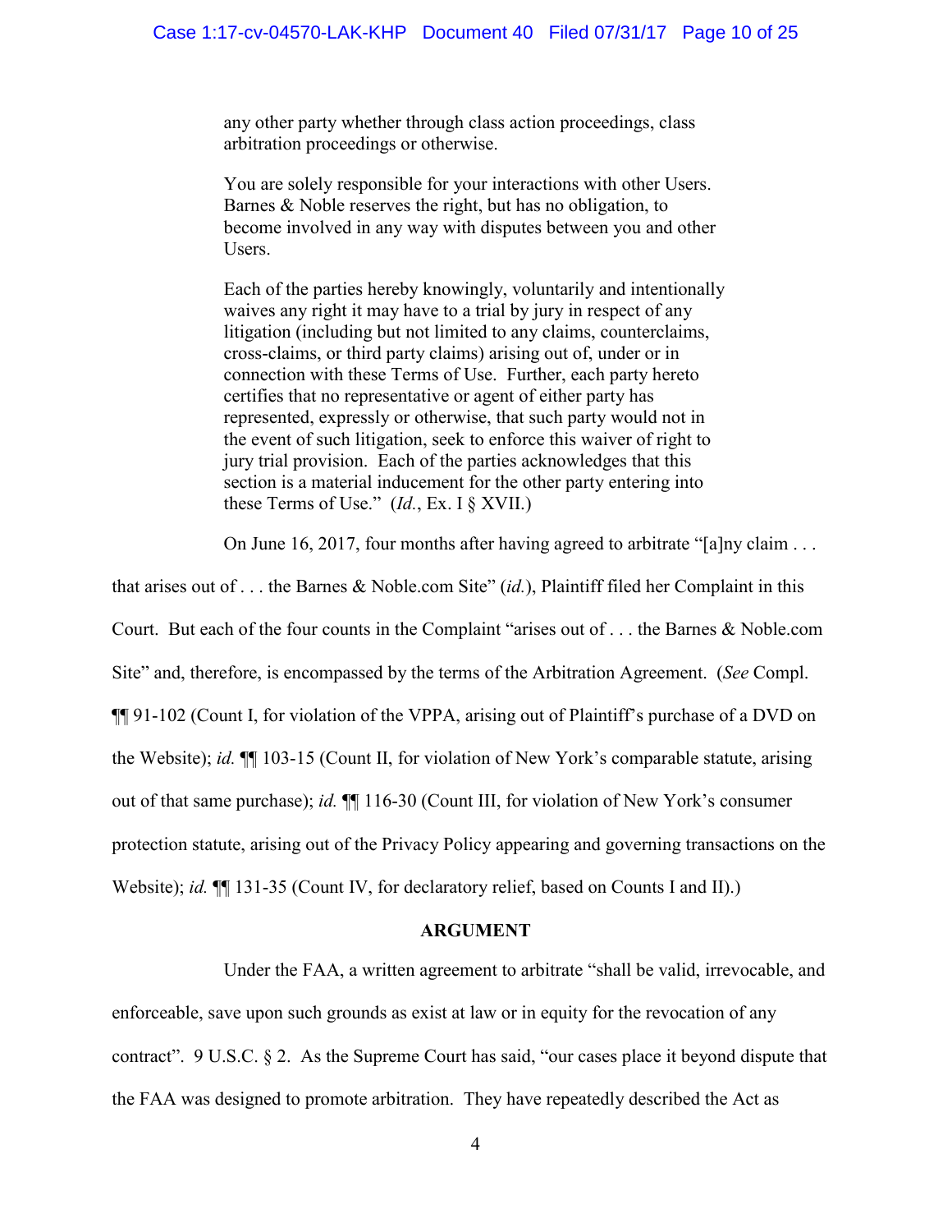> any other party whether through class action proceedings, class arbitration proceedings or otherwise.
>
> You are solely responsible for your interactions with other Users. Barnes & Noble reserves the right, but has no obligation, to become involved in any way with disputes between you and other Users.
>
> Each of the parties hereby knowingly, voluntarily and intentionally waives any right it may have to a trial by jury in respect of any litigation (including but not limited to any claims, counterclaims, cross-claims, or third party claims) arising out of, under or in connection with these Terms of Use. Further, each party hereto certifies that no representative or agent of either party has represented, expressly or otherwise, that such party would not in the event of such litigation, seek to enforce this waiver of right to jury trial provision. Each of the parties acknowledges that this section is a material inducement for the other party entering into these Terms of Use." (*Id.*, Ex. I § XVII.)

On June 16, 2017, four months after having agreed to arbitrate "[a]ny claim . . . that arises out of . . . the Barnes & Noble.com Site" (*id.*), Plaintiff filed her Complaint in this Court. But each of the four counts in the Complaint "arises out of . . . the Barnes & Noble.com Site" and, therefore, is encompassed by the terms of the Arbitration Agreement. (*See* Compl. ¶¶ 91-102 (Count I, for violation of the VPPA, arising out of Plaintiff's purchase of a DVD on the Website); *id.* ¶¶ 103-15 (Count II, for violation of New York's comparable statute, arising out of that same purchase); *id.* ¶¶ 116-30 (Count III, for violation of New York's consumer protection statute, arising out of the Privacy Policy appearing and governing transactions on the Website); *id.* ¶¶ 131-35 (Count IV, for declaratory relief, based on Counts I and II).)

## ARGUMENT

Under the FAA, a written agreement to arbitrate "shall be valid, irrevocable, and enforceable, save upon such grounds as exist at law or in equity for the revocation of any contract". 9 U.S.C. § 2. As the Supreme Court has said, "our cases place it beyond dispute that the FAA was designed to promote arbitration. They have repeatedly described the Act as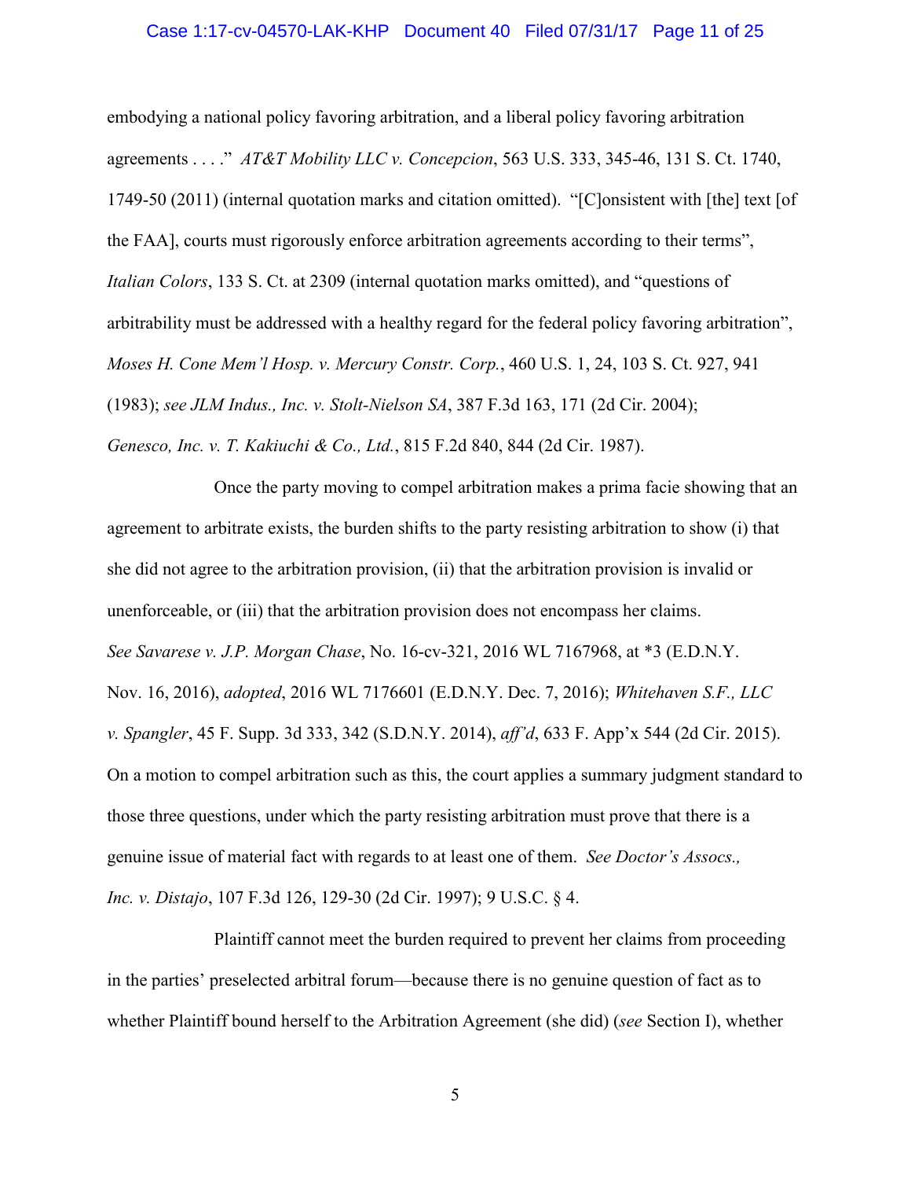embodying a national policy favoring arbitration, and a liberal policy favoring arbitration agreements . . . ." *AT&T Mobility LLC v. Concepcion*, 563 U.S. 333, 345-46, 131 S. Ct. 1740, 1749-50 (2011) (internal quotation marks and citation omitted). "[C]onsistent with [the] text [of the FAA], courts must rigorously enforce arbitration agreements according to their terms", *Italian Colors*, 133 S. Ct. at 2309 (internal quotation marks omitted), and "questions of arbitrability must be addressed with a healthy regard for the federal policy favoring arbitration", *Moses H. Cone Mem'l Hosp. v. Mercury Constr. Corp.*, 460 U.S. 1, 24, 103 S. Ct. 927, 941 (1983); *see JLM Indus., Inc. v. Stolt-Nielson SA*, 387 F.3d 163, 171 (2d Cir. 2004); *Genesco, Inc. v. T. Kakiuchi & Co., Ltd.*, 815 F.2d 840, 844 (2d Cir. 1987).

Once the party moving to compel arbitration makes a prima facie showing that an agreement to arbitrate exists, the burden shifts to the party resisting arbitration to show (i) that she did not agree to the arbitration provision, (ii) that the arbitration provision is invalid or unenforceable, or (iii) that the arbitration provision does not encompass her claims. *See Savarese v. J.P. Morgan Chase*, No. 16-cv-321, 2016 WL 7167968, at *3 (E.D.N.Y. Nov. 16, 2016), *adopted*, 2016 WL 7176601 (E.D.N.Y. Dec. 7, 2016); *Whitehaven S.F., LLC v. Spangler*, 45 F. Supp. 3d 333, 342 (S.D.N.Y. 2014), *aff'd*, 633 F. App'x 544 (2d Cir. 2015). On a motion to compel arbitration such as this, the court applies a summary judgment standard to those three questions, under which the party resisting arbitration must prove that there is a genuine issue of material fact with regards to at least one of them. *See Doctor's Assocs., Inc. v. Distajo*, 107 F.3d 126, 129-30 (2d Cir. 1997); 9 U.S.C. § 4.

Plaintiff cannot meet the burden required to prevent her claims from proceeding in the parties' preselected arbitral forum—because there is no genuine question of fact as to whether Plaintiff bound herself to the Arbitration Agreement (she did) (*see* Section I), whether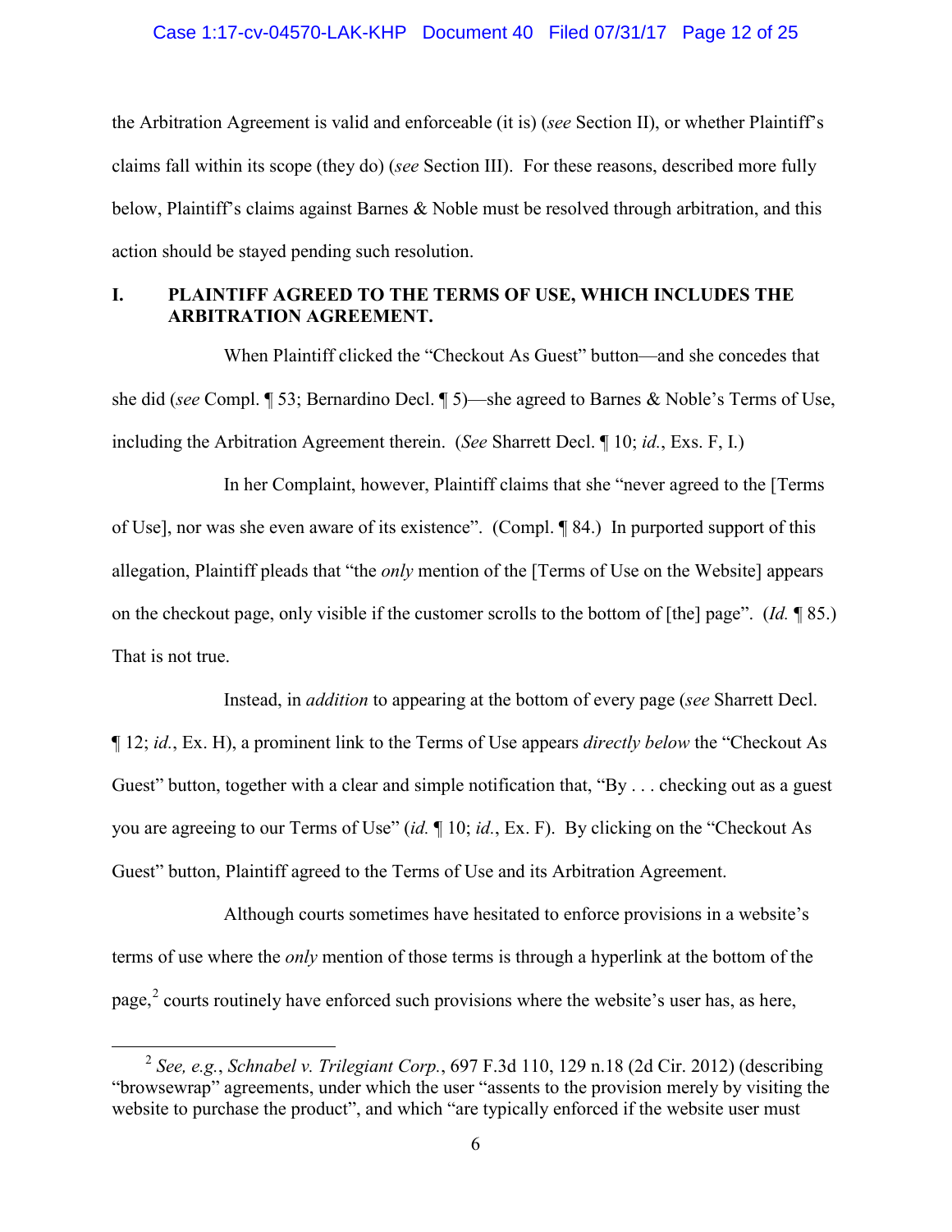the Arbitration Agreement is valid and enforceable (it is) (*see* Section II), or whether Plaintiff's claims fall within its scope (they do) (*see* Section III). For these reasons, described more fully below, Plaintiff's claims against Barnes & Noble must be resolved through arbitration, and this action should be stayed pending such resolution.

## I. PLAINTIFF AGREED TO THE TERMS OF USE, WHICH INCLUDES THE ARBITRATION AGREEMENT.

When Plaintiff clicked the "Checkout As Guest" button—and she concedes that she did (*see* Compl. ¶ 53; Bernardino Decl. ¶ 5)—she agreed to Barnes & Noble's Terms of Use, including the Arbitration Agreement therein. (*See* Sharrett Decl. ¶ 10; *id.*, Exs. F, I.)

In her Complaint, however, Plaintiff claims that she "never agreed to the [Terms of Use], nor was she even aware of its existence". (Compl. ¶ 84.) In purported support of this allegation, Plaintiff pleads that "the *only* mention of the [Terms of Use on the Website] appears on the checkout page, only visible if the customer scrolls to the bottom of [the] page". (*Id.* ¶ 85.) That is not true.

Instead, in *addition* to appearing at the bottom of every page (*see* Sharrett Decl. ¶ 12; *id.*, Ex. H), a prominent link to the Terms of Use appears *directly below* the "Checkout As Guest" button, together with a clear and simple notification that, "By . . . checking out as a guest you are agreeing to our Terms of Use" (*id.* ¶ 10; *id.*, Ex. F). By clicking on the "Checkout As Guest" button, Plaintiff agreed to the Terms of Use and its Arbitration Agreement.

Although courts sometimes have hesitated to enforce provisions in a website's terms of use where the *only* mention of those terms is through a hyperlink at the bottom of the page,[2] courts routinely have enforced such provisions where the website's user has, as here,

---

[2] *See, e.g.*, *Schnabel v. Trilegiant Corp.*, 697 F.3d 110, 129 n.18 (2d Cir. 2012) (describing "browsewrap" agreements, under which the user "assents to the provision merely by visiting the website to purchase the product", and which "are typically enforced if the website user must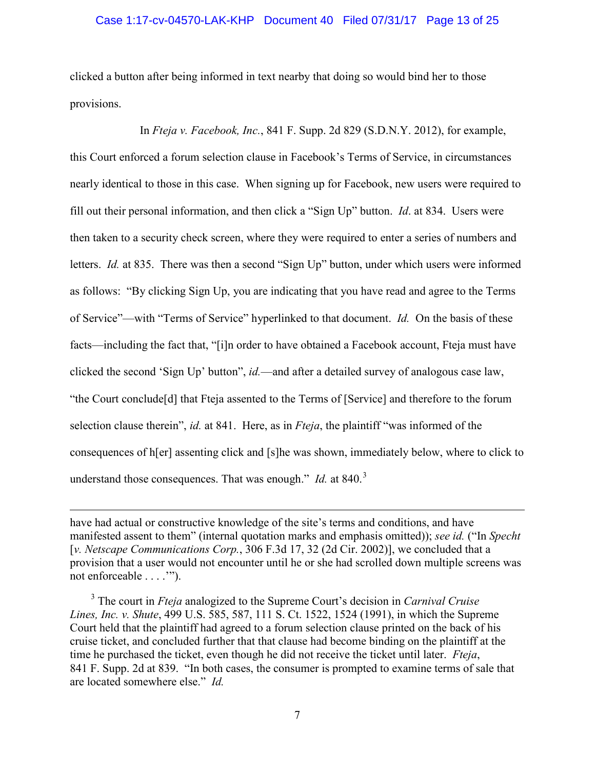clicked a button after being informed in text nearby that doing so would bind her to those provisions.

In *Fteja v. Facebook, Inc.*, 841 F. Supp. 2d 829 (S.D.N.Y. 2012), for example, this Court enforced a forum selection clause in Facebook's Terms of Service, in circumstances nearly identical to those in this case. When signing up for Facebook, new users were required to fill out their personal information, and then click a "Sign Up" button. *Id*. at 834. Users were then taken to a security check screen, where they were required to enter a series of numbers and letters. *Id.* at 835. There was then a second "Sign Up" button, under which users were informed as follows: "By clicking Sign Up, you are indicating that you have read and agree to the Terms of Service"—with "Terms of Service" hyperlinked to that document. *Id.* On the basis of these facts—including the fact that, "[i]n order to have obtained a Facebook account, Fteja must have clicked the second 'Sign Up' button", *id.*—and after a detailed survey of analogous case law, "the Court conclude[d] that Fteja assented to the Terms of [Service] and therefore to the forum selection clause therein", *id.* at 841. Here, as in *Fteja*, the plaintiff "was informed of the consequences of h[er] assenting click and [s]he was shown, immediately below, where to click to understand those consequences. That was enough." *Id.* at 840.[3]

---

have had actual or constructive knowledge of the site's terms and conditions, and have manifested assent to them" (internal quotation marks and emphasis omitted)); *see id.* ("In *Specht* [*v. Netscape Communications Corp.*, 306 F.3d 17, 32 (2d Cir. 2002)], we concluded that a provision that a user would not encounter until he or she had scrolled down multiple screens was not enforceable . . . .'").

[3] The court in *Fteja* analogized to the Supreme Court's decision in *Carnival Cruise Lines, Inc. v. Shute*, 499 U.S. 585, 587, 111 S. Ct. 1522, 1524 (1991), in which the Supreme Court held that the plaintiff had agreed to a forum selection clause printed on the back of his cruise ticket, and concluded further that that clause had become binding on the plaintiff at the time he purchased the ticket, even though he did not receive the ticket until later. *Fteja*, 841 F. Supp. 2d at 839. "In both cases, the consumer is prompted to examine terms of sale that are located somewhere else." *Id.*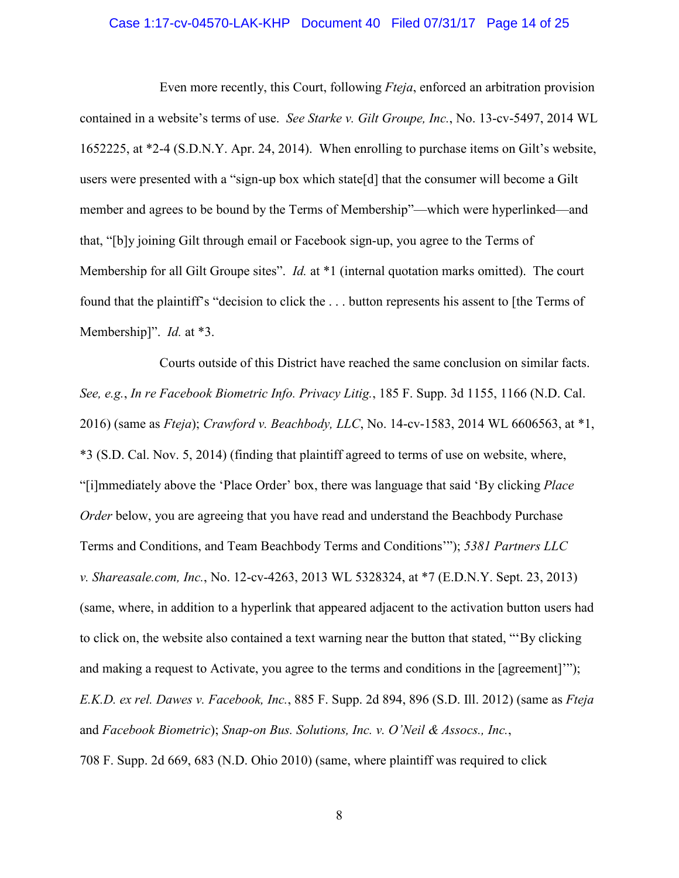Even more recently, this Court, following *Fteja*, enforced an arbitration provision contained in a website's terms of use. *See Starke v. Gilt Groupe, Inc.*, No. 13-cv-5497, 2014 WL 1652225, at *2-4 (S.D.N.Y. Apr. 24, 2014). When enrolling to purchase items on Gilt's website, users were presented with a "sign-up box which state[d] that the consumer will become a Gilt member and agrees to be bound by the Terms of Membership"—which were hyperlinked—and that, "[b]y joining Gilt through email or Facebook sign-up, you agree to the Terms of Membership for all Gilt Groupe sites". *Id.* at *1 (internal quotation marks omitted). The court found that the plaintiff's "decision to click the . . . button represents his assent to [the Terms of Membership]". *Id.* at *3.

Courts outside of this District have reached the same conclusion on similar facts. *See, e.g.*, *In re Facebook Biometric Info. Privacy Litig.*, 185 F. Supp. 3d 1155, 1166 (N.D. Cal. 2016) (same as *Fteja*); *Crawford v. Beachbody, LLC*, No. 14-cv-1583, 2014 WL 6606563, at *1, *3 (S.D. Cal. Nov. 5, 2014) (finding that plaintiff agreed to terms of use on website, where, "[i]mmediately above the 'Place Order' box, there was language that said 'By clicking *Place Order* below, you are agreeing that you have read and understand the Beachbody Purchase Terms and Conditions, and Team Beachbody Terms and Conditions'"); *5381 Partners LLC v. Shareasale.com, Inc.*, No. 12-cv-4263, 2013 WL 5328324, at *7 (E.D.N.Y. Sept. 23, 2013) (same, where, in addition to a hyperlink that appeared adjacent to the activation button users had to click on, the website also contained a text warning near the button that stated, "'By clicking and making a request to Activate, you agree to the terms and conditions in the [agreement]'"); *E.K.D. ex rel. Dawes v. Facebook, Inc.*, 885 F. Supp. 2d 894, 896 (S.D. Ill. 2012) (same as *Fteja* and *Facebook Biometric*); *Snap-on Bus. Solutions, Inc. v. O'Neil & Assocs., Inc.*, 708 F. Supp. 2d 669, 683 (N.D. Ohio 2010) (same, where plaintiff was required to click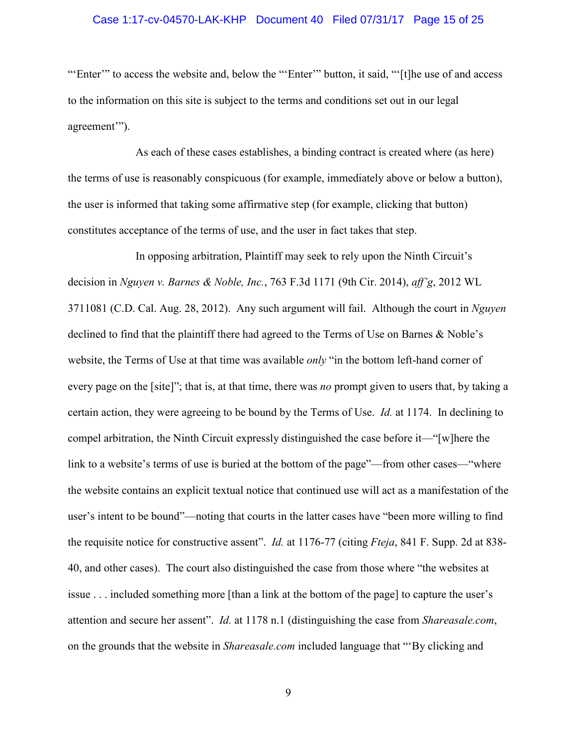"'Enter'" to access the website and, below the "'Enter'" button, it said, "'[t]he use of and access to the information on this site is subject to the terms and conditions set out in our legal agreement'").

As each of these cases establishes, a binding contract is created where (as here) the terms of use is reasonably conspicuous (for example, immediately above or below a button), the user is informed that taking some affirmative step (for example, clicking that button) constitutes acceptance of the terms of use, and the user in fact takes that step.

In opposing arbitration, Plaintiff may seek to rely upon the Ninth Circuit's decision in *Nguyen v. Barnes & Noble, Inc.*, 763 F.3d 1171 (9th Cir. 2014), *aff'g*, 2012 WL 3711081 (C.D. Cal. Aug. 28, 2012). Any such argument will fail. Although the court in *Nguyen* declined to find that the plaintiff there had agreed to the Terms of Use on Barnes & Noble's website, the Terms of Use at that time was available *only* "in the bottom left-hand corner of every page on the [site]"; that is, at that time, there was *no* prompt given to users that, by taking a certain action, they were agreeing to be bound by the Terms of Use. *Id.* at 1174. In declining to compel arbitration, the Ninth Circuit expressly distinguished the case before it—"[w]here the link to a website's terms of use is buried at the bottom of the page"—from other cases—"where the website contains an explicit textual notice that continued use will act as a manifestation of the user's intent to be bound"—noting that courts in the latter cases have "been more willing to find the requisite notice for constructive assent". *Id.* at 1176-77 (citing *Fteja*, 841 F. Supp. 2d at 838-40, and other cases). The court also distinguished the case from those where "the websites at issue . . . included something more [than a link at the bottom of the page] to capture the user's attention and secure her assent". *Id.* at 1178 n.1 (distinguishing the case from *Shareasale.com*, on the grounds that the website in *Shareasale.com* included language that "'By clicking and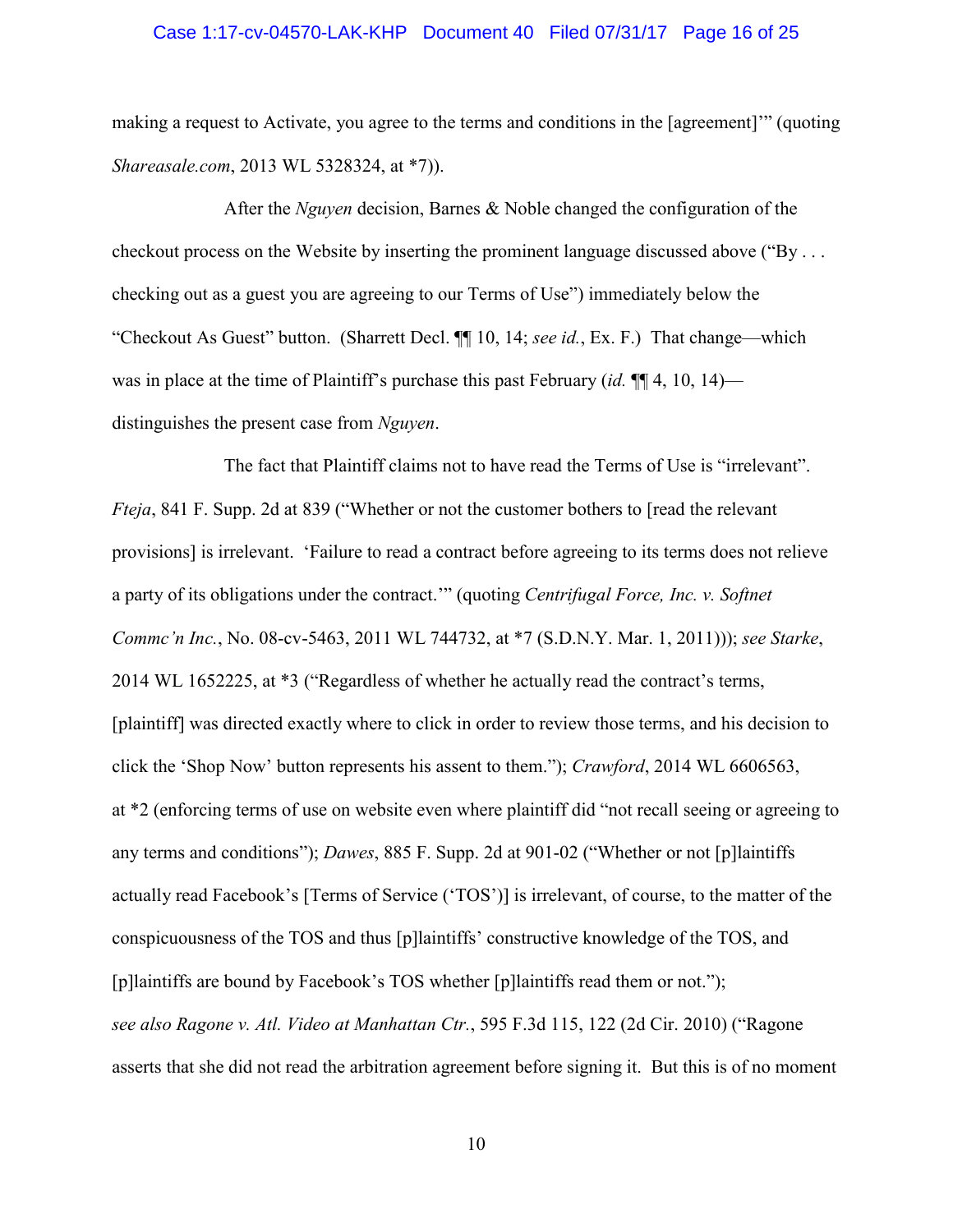making a request to Activate, you agree to the terms and conditions in the [agreement]'" (quoting *Shareasale.com*, 2013 WL 5328324, at *7)).

After the *Nguyen* decision, Barnes & Noble changed the configuration of the checkout process on the Website by inserting the prominent language discussed above ("By . . . checking out as a guest you are agreeing to our Terms of Use") immediately below the "Checkout As Guest" button. (Sharrett Decl. ¶¶ 10, 14; *see id.*, Ex. F.) That change—which was in place at the time of Plaintiff's purchase this past February (*id.* ¶¶ 4, 10, 14)—distinguishes the present case from *Nguyen*.

The fact that Plaintiff claims not to have read the Terms of Use is "irrelevant". *Fteja*, 841 F. Supp. 2d at 839 ("Whether or not the customer bothers to [read the relevant provisions] is irrelevant. 'Failure to read a contract before agreeing to its terms does not relieve a party of its obligations under the contract.'" (quoting *Centrifugal Force, Inc. v. Softnet Commc'n Inc.*, No. 08-cv-5463, 2011 WL 744732, at *7 (S.D.N.Y. Mar. 1, 2011))); *see Starke*, 2014 WL 1652225, at *3 ("Regardless of whether he actually read the contract's terms, [plaintiff] was directed exactly where to click in order to review those terms, and his decision to click the 'Shop Now' button represents his assent to them."); *Crawford*, 2014 WL 6606563, at *2 (enforcing terms of use on website even where plaintiff did "not recall seeing or agreeing to any terms and conditions"); *Dawes*, 885 F. Supp. 2d at 901-02 ("Whether or not [p]laintiffs actually read Facebook's [Terms of Service ('TOS')] is irrelevant, of course, to the matter of the conspicuousness of the TOS and thus [p]laintiffs' constructive knowledge of the TOS, and [p]laintiffs are bound by Facebook's TOS whether [p]laintiffs read them or not."); *see also Ragone v. Atl. Video at Manhattan Ctr.*, 595 F.3d 115, 122 (2d Cir. 2010) ("Ragone asserts that she did not read the arbitration agreement before signing it. But this is of no moment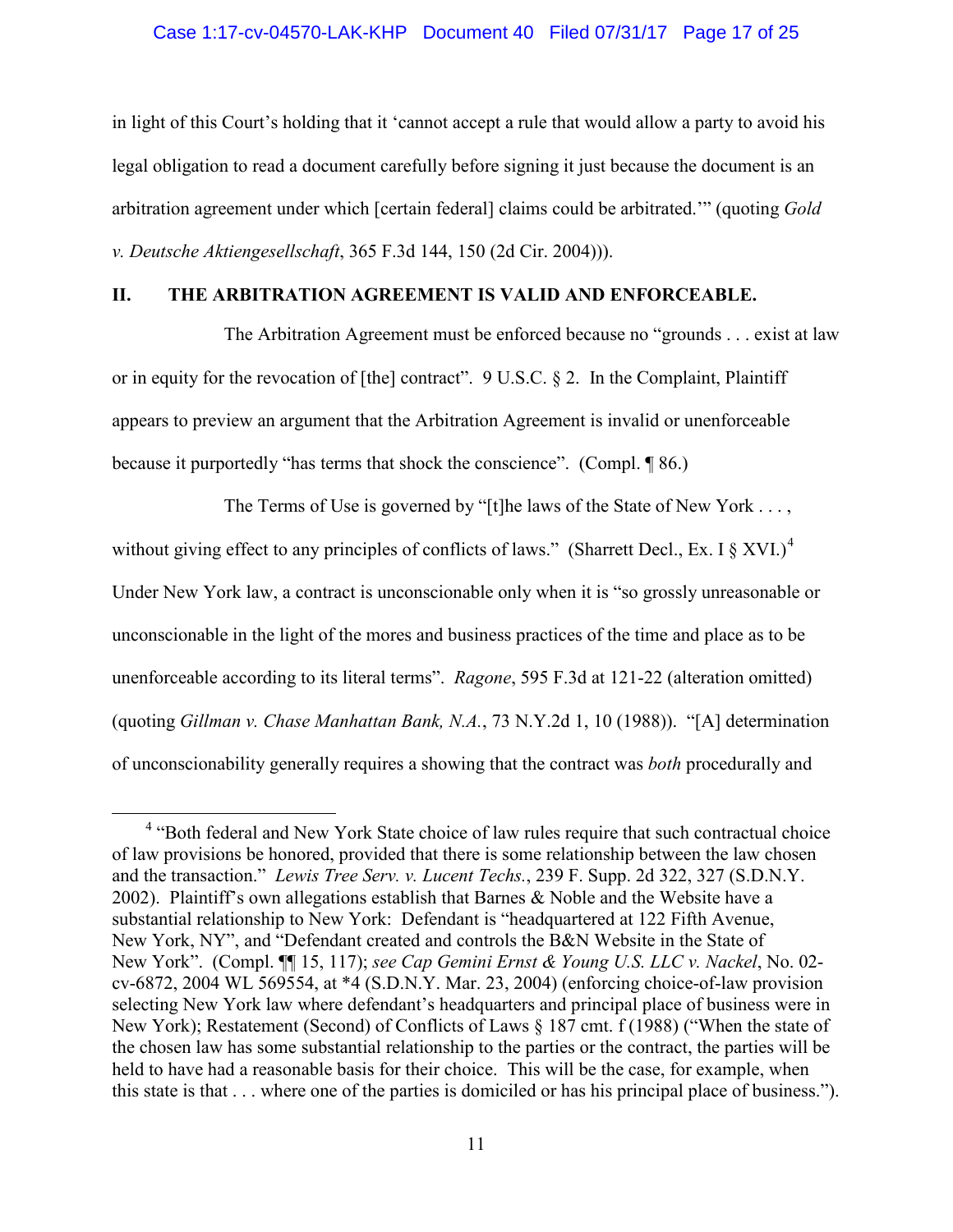in light of this Court's holding that it 'cannot accept a rule that would allow a party to avoid his legal obligation to read a document carefully before signing it just because the document is an arbitration agreement under which [certain federal] claims could be arbitrated.'" (quoting *Gold v. Deutsche Aktiengesellschaft*, 365 F.3d 144, 150 (2d Cir. 2004))).

## II. THE ARBITRATION AGREEMENT IS VALID AND ENFORCEABLE.

The Arbitration Agreement must be enforced because no "grounds . . . exist at law or in equity for the revocation of [the] contract". 9 U.S.C. § 2. In the Complaint, Plaintiff appears to preview an argument that the Arbitration Agreement is invalid or unenforceable because it purportedly "has terms that shock the conscience". (Compl. ¶ 86.)

The Terms of Use is governed by "[t]he laws of the State of New York . . . , without giving effect to any principles of conflicts of laws." (Sharrett Decl., Ex. I § XVI.)[4] Under New York law, a contract is unconscionable only when it is "so grossly unreasonable or unconscionable in the light of the mores and business practices of the time and place as to be unenforceable according to its literal terms". *Ragone*, 595 F.3d at 121-22 (alteration omitted) (quoting *Gillman v. Chase Manhattan Bank, N.A.*, 73 N.Y.2d 1, 10 (1988)). "[A] determination of unconscionability generally requires a showing that the contract was *both* procedurally and

---

[4] "Both federal and New York State choice of law rules require that such contractual choice of law provisions be honored, provided that there is some relationship between the law chosen and the transaction." *Lewis Tree Serv. v. Lucent Techs.*, 239 F. Supp. 2d 322, 327 (S.D.N.Y. 2002). Plaintiff's own allegations establish that Barnes & Noble and the Website have a substantial relationship to New York: Defendant is "headquartered at 122 Fifth Avenue, New York, NY", and "Defendant created and controls the B&N Website in the State of New York". (Compl. ¶¶ 15, 117); *see Cap Gemini Ernst & Young U.S. LLC v. Nackel*, No. 02-cv-6872, 2004 WL 569554, at *4 (S.D.N.Y. Mar. 23, 2004) (enforcing choice-of-law provision selecting New York law where defendant's headquarters and principal place of business were in New York); Restatement (Second) of Conflicts of Laws § 187 cmt. f (1988) ("When the state of the chosen law has some substantial relationship to the parties or the contract, the parties will be held to have had a reasonable basis for their choice. This will be the case, for example, when this state is that . . . where one of the parties is domiciled or has his principal place of business.").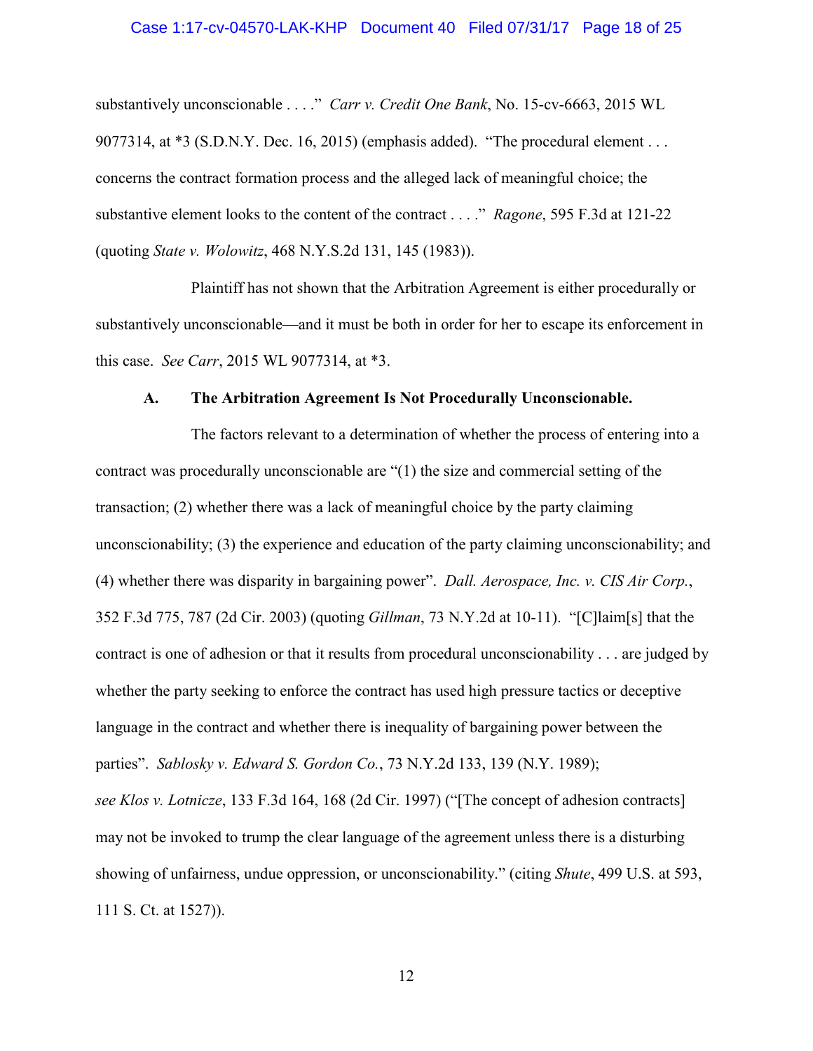substantively unconscionable . . . ." *Carr v. Credit One Bank*, No. 15-cv-6663, 2015 WL 9077314, at *3 (S.D.N.Y. Dec. 16, 2015) (emphasis added). "The procedural element . . . concerns the contract formation process and the alleged lack of meaningful choice; the substantive element looks to the content of the contract . . . ." *Ragone*, 595 F.3d at 121-22 (quoting *State v. Wolowitz*, 468 N.Y.S.2d 131, 145 (1983)).

Plaintiff has not shown that the Arbitration Agreement is either procedurally or substantively unconscionable—and it must be both in order for her to escape its enforcement in this case. *See Carr*, 2015 WL 9077314, at *3.

### A. The Arbitration Agreement Is Not Procedurally Unconscionable.

The factors relevant to a determination of whether the process of entering into a contract was procedurally unconscionable are "(1) the size and commercial setting of the transaction; (2) whether there was a lack of meaningful choice by the party claiming unconscionability; (3) the experience and education of the party claiming unconscionability; and (4) whether there was disparity in bargaining power". *Dall. Aerospace, Inc. v. CIS Air Corp.*, 352 F.3d 775, 787 (2d Cir. 2003) (quoting *Gillman*, 73 N.Y.2d at 10-11). "[C]laim[s] that the contract is one of adhesion or that it results from procedural unconscionability . . . are judged by whether the party seeking to enforce the contract has used high pressure tactics or deceptive language in the contract and whether there is inequality of bargaining power between the parties". *Sablosky v. Edward S. Gordon Co.*, 73 N.Y.2d 133, 139 (N.Y. 1989); *see Klos v. Lotnicze*, 133 F.3d 164, 168 (2d Cir. 1997) ("[The concept of adhesion contracts] may not be invoked to trump the clear language of the agreement unless there is a disturbing showing of unfairness, undue oppression, or unconscionability." (citing *Shute*, 499 U.S. at 593, 111 S. Ct. at 1527)).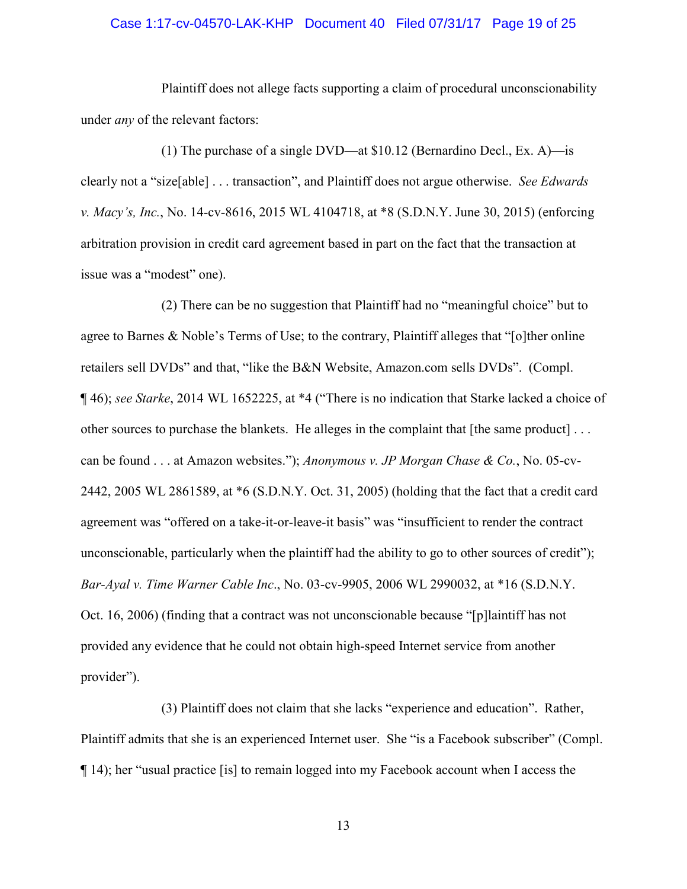Plaintiff does not allege facts supporting a claim of procedural unconscionability under *any* of the relevant factors:

(1) The purchase of a single DVD—at $10.12 (Bernardino Decl., Ex. A)—is clearly not a "size[able] . . . transaction", and Plaintiff does not argue otherwise. *See Edwards v. Macy's, Inc.*, No. 14-cv-8616, 2015 WL 4104718, at *8 (S.D.N.Y. June 30, 2015) (enforcing arbitration provision in credit card agreement based in part on the fact that the transaction at issue was a "modest" one).

(2) There can be no suggestion that Plaintiff had no "meaningful choice" but to agree to Barnes & Noble's Terms of Use; to the contrary, Plaintiff alleges that "[o]ther online retailers sell DVDs" and that, "like the B&N Website, Amazon.com sells DVDs". (Compl. ¶ 46); *see Starke*, 2014 WL 1652225, at *4 ("There is no indication that Starke lacked a choice of other sources to purchase the blankets. He alleges in the complaint that [the same product] . . . can be found . . . at Amazon websites."); *Anonymous v. JP Morgan Chase & Co.*, No. 05-cv-2442, 2005 WL 2861589, at *6 (S.D.N.Y. Oct. 31, 2005) (holding that the fact that a credit card agreement was "offered on a take-it-or-leave-it basis" was "insufficient to render the contract unconscionable, particularly when the plaintiff had the ability to go to other sources of credit"); *Bar-Ayal v. Time Warner Cable Inc*., No. 03-cv-9905, 2006 WL 2990032, at *16 (S.D.N.Y. Oct. 16, 2006) (finding that a contract was not unconscionable because "[p]laintiff has not provided any evidence that he could not obtain high-speed Internet service from another provider").

(3) Plaintiff does not claim that she lacks "experience and education". Rather, Plaintiff admits that she is an experienced Internet user. She "is a Facebook subscriber" (Compl. ¶ 14); her "usual practice [is] to remain logged into my Facebook account when I access the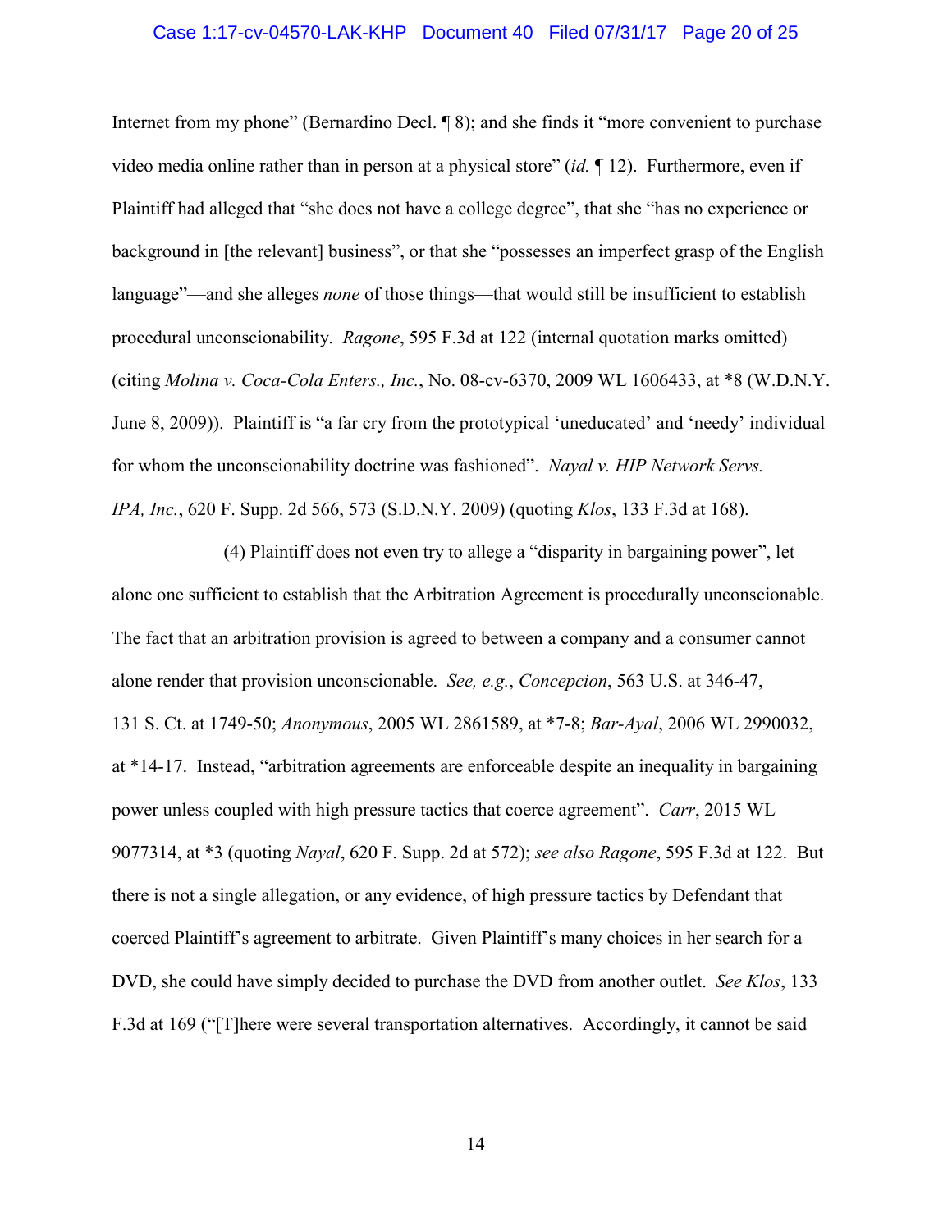Internet from my phone" (Bernardino Decl. ¶ 8); and she finds it "more convenient to purchase video media online rather than in person at a physical store" (*id.* ¶ 12). Furthermore, even if Plaintiff had alleged that "she does not have a college degree", that she "has no experience or background in [the relevant] business", or that she "possesses an imperfect grasp of the English language"—and she alleges *none* of those things—that would still be insufficient to establish procedural unconscionability. *Ragone*, 595 F.3d at 122 (internal quotation marks omitted) (citing *Molina v. Coca-Cola Enters., Inc.*, No. 08-cv-6370, 2009 WL 1606433, at *8 (W.D.N.Y. June 8, 2009)). Plaintiff is "a far cry from the prototypical 'uneducated' and 'needy' individual for whom the unconscionability doctrine was fashioned". *Nayal v. HIP Network Servs. IPA, Inc.*, 620 F. Supp. 2d 566, 573 (S.D.N.Y. 2009) (quoting *Klos*, 133 F.3d at 168).

(4) Plaintiff does not even try to allege a "disparity in bargaining power", let alone one sufficient to establish that the Arbitration Agreement is procedurally unconscionable. The fact that an arbitration provision is agreed to between a company and a consumer cannot alone render that provision unconscionable. *See, e.g.*, *Concepcion*, 563 U.S. at 346-47, 131 S. Ct. at 1749-50; *Anonymous*, 2005 WL 2861589, at *7-8; *Bar-Ayal*, 2006 WL 2990032, at *14-17. Instead, "arbitration agreements are enforceable despite an inequality in bargaining power unless coupled with high pressure tactics that coerce agreement". *Carr*, 2015 WL 9077314, at *3 (quoting *Nayal*, 620 F. Supp. 2d at 572); *see also Ragone*, 595 F.3d at 122. But there is not a single allegation, or any evidence, of high pressure tactics by Defendant that coerced Plaintiff's agreement to arbitrate. Given Plaintiff's many choices in her search for a DVD, she could have simply decided to purchase the DVD from another outlet. *See Klos*, 133 F.3d at 169 ("[T]here were several transportation alternatives. Accordingly, it cannot be said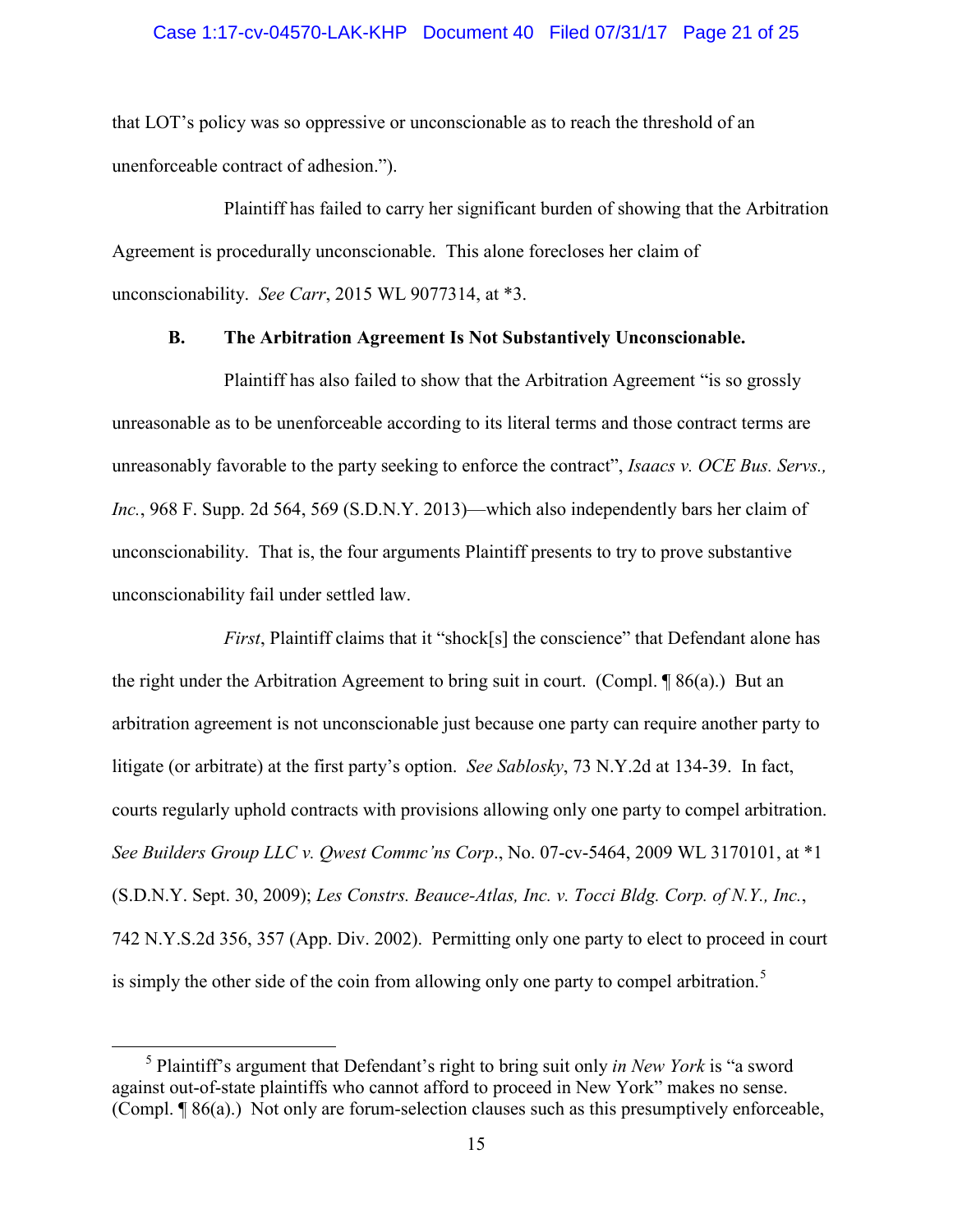that LOT's policy was so oppressive or unconscionable as to reach the threshold of an unenforceable contract of adhesion.").

Plaintiff has failed to carry her significant burden of showing that the Arbitration Agreement is procedurally unconscionable. This alone forecloses her claim of unconscionability. *See Carr*, 2015 WL 9077314, at *3.

### B. The Arbitration Agreement Is Not Substantively Unconscionable.

Plaintiff has also failed to show that the Arbitration Agreement "is so grossly unreasonable as to be unenforceable according to its literal terms and those contract terms are unreasonably favorable to the party seeking to enforce the contract", *Isaacs v. OCE Bus. Servs., Inc.*, 968 F. Supp. 2d 564, 569 (S.D.N.Y. 2013)—which also independently bars her claim of unconscionability. That is, the four arguments Plaintiff presents to try to prove substantive unconscionability fail under settled law.

*First*, Plaintiff claims that it "shock[s] the conscience" that Defendant alone has the right under the Arbitration Agreement to bring suit in court. (Compl. ¶ 86(a).) But an arbitration agreement is not unconscionable just because one party can require another party to litigate (or arbitrate) at the first party's option. *See Sablosky*, 73 N.Y.2d at 134-39. In fact, courts regularly uphold contracts with provisions allowing only one party to compel arbitration. *See Builders Group LLC v. Qwest Commc'ns Corp.*, No. 07-cv-5464, 2009 WL 3170101, at *1 (S.D.N.Y. Sept. 30, 2009); *Les Constrs. Beauce-Atlas, Inc. v. Tocci Bldg. Corp. of N.Y., Inc.*, 742 N.Y.S.2d 356, 357 (App. Div. 2002). Permitting only one party to elect to proceed in court is simply the other side of the coin from allowing only one party to compel arbitration.[5]

[5] Plaintiff's argument that Defendant's right to bring suit only *in New York* is "a sword against out-of-state plaintiffs who cannot afford to proceed in New York" makes no sense. (Compl. ¶ 86(a).) Not only are forum-selection clauses such as this presumptively enforceable,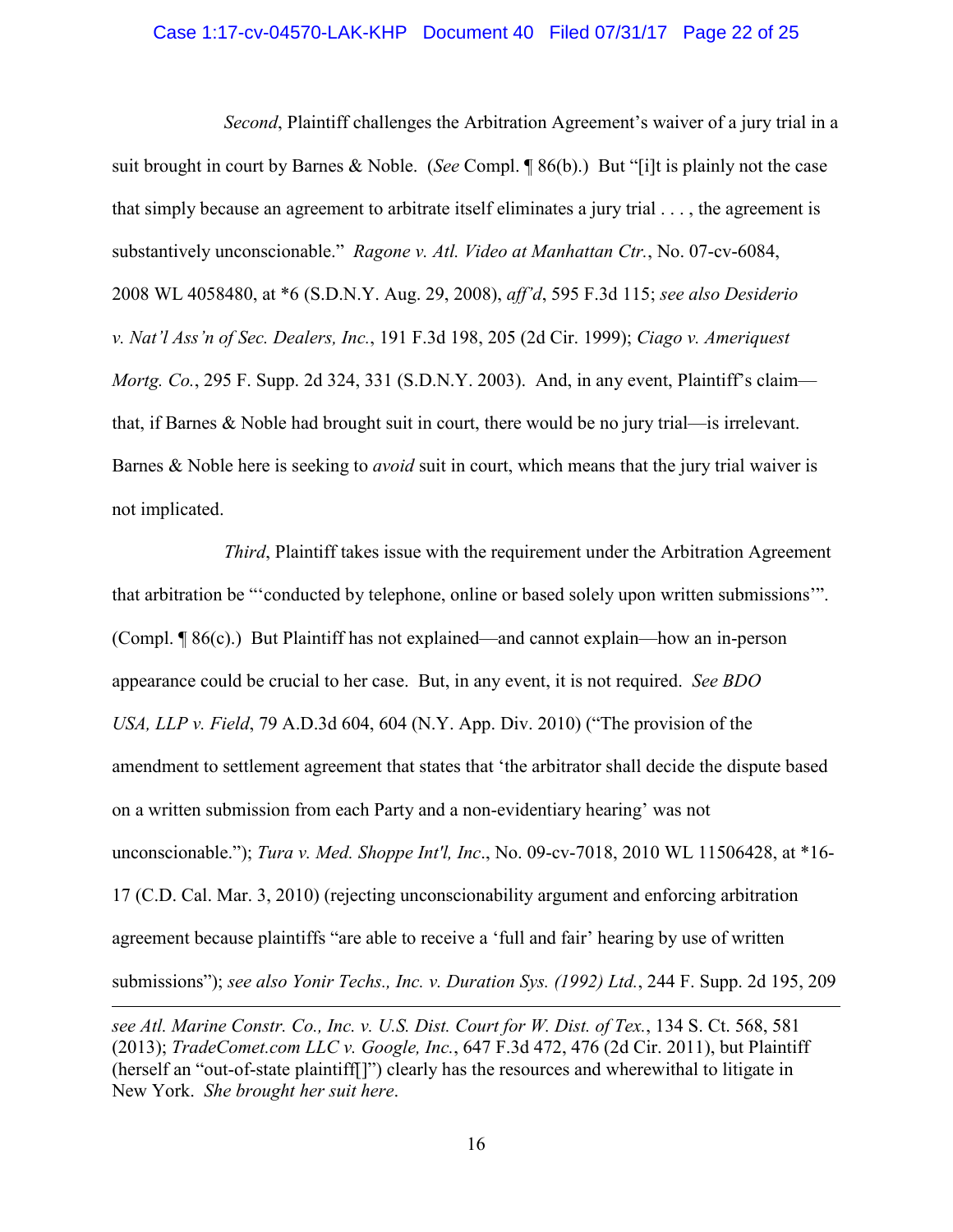*Second*, Plaintiff challenges the Arbitration Agreement's waiver of a jury trial in a suit brought in court by Barnes & Noble. (*See* Compl. ¶ 86(b).) But "[i]t is plainly not the case that simply because an agreement to arbitrate itself eliminates a jury trial . . . , the agreement is substantively unconscionable." *Ragone v. Atl. Video at Manhattan Ctr.*, No. 07-cv-6084, 2008 WL 4058480, at *6 (S.D.N.Y. Aug. 29, 2008), *aff'd*, 595 F.3d 115; *see also Desiderio v. Nat'l Ass'n of Sec. Dealers, Inc.*, 191 F.3d 198, 205 (2d Cir. 1999); *Ciago v. Ameriquest Mortg. Co.*, 295 F. Supp. 2d 324, 331 (S.D.N.Y. 2003). And, in any event, Plaintiff's claim—that, if Barnes & Noble had brought suit in court, there would be no jury trial—is irrelevant. Barnes & Noble here is seeking to *avoid* suit in court, which means that the jury trial waiver is not implicated.

*Third*, Plaintiff takes issue with the requirement under the Arbitration Agreement that arbitration be "'conducted by telephone, online or based solely upon written submissions'". (Compl. ¶ 86(c).) But Plaintiff has not explained—and cannot explain—how an in-person appearance could be crucial to her case. But, in any event, it is not required. *See BDO USA, LLP v. Field*, 79 A.D.3d 604, 604 (N.Y. App. Div. 2010) ("The provision of the amendment to settlement agreement that states that 'the arbitrator shall decide the dispute based on a written submission from each Party and a non-evidentiary hearing' was not unconscionable."); *Tura v. Med. Shoppe Int'l, Inc.*, No. 09-cv-7018, 2010 WL 11506428, at *16-17 (C.D. Cal. Mar. 3, 2010) (rejecting unconscionability argument and enforcing arbitration agreement because plaintiffs "are able to receive a 'full and fair' hearing by use of written submissions"); *see also Yonir Techs., Inc. v. Duration Sys. (1992) Ltd.*, 244 F. Supp. 2d 195, 209

---

*see Atl. Marine Constr. Co., Inc. v. U.S. Dist. Court for W. Dist. of Tex.*, 134 S. Ct. 568, 581 (2013); *TradeComet.com LLC v. Google, Inc.*, 647 F.3d 472, 476 (2d Cir. 2011), but Plaintiff (herself an "out-of-state plaintiff[]") clearly has the resources and wherewithal to litigate in New York. *She brought her suit here*.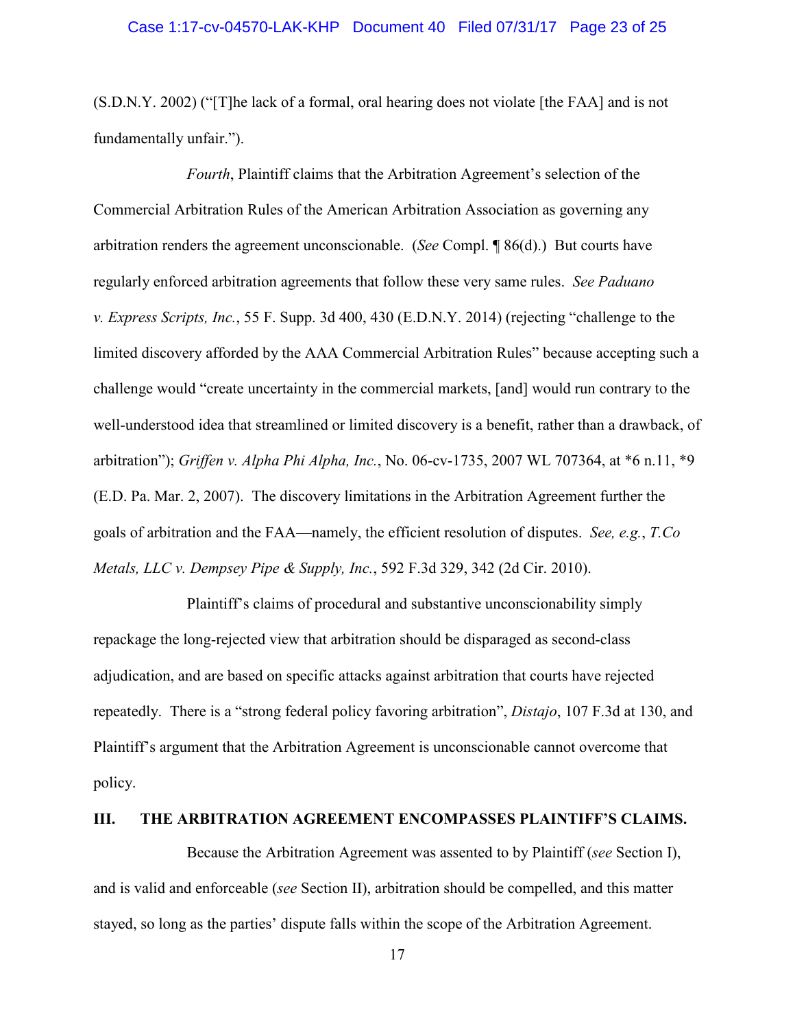(S.D.N.Y. 2002) ("[T]he lack of a formal, oral hearing does not violate [the FAA] and is not fundamentally unfair.").

*Fourth*, Plaintiff claims that the Arbitration Agreement's selection of the Commercial Arbitration Rules of the American Arbitration Association as governing any arbitration renders the agreement unconscionable. (*See* Compl. ¶ 86(d).) But courts have regularly enforced arbitration agreements that follow these very same rules. *See Paduano v. Express Scripts, Inc.*, 55 F. Supp. 3d 400, 430 (E.D.N.Y. 2014) (rejecting "challenge to the limited discovery afforded by the AAA Commercial Arbitration Rules" because accepting such a challenge would "create uncertainty in the commercial markets, [and] would run contrary to the well-understood idea that streamlined or limited discovery is a benefit, rather than a drawback, of arbitration"); *Griffen v. Alpha Phi Alpha, Inc.*, No. 06-cv-1735, 2007 WL 707364, at *6 n.11, *9 (E.D. Pa. Mar. 2, 2007). The discovery limitations in the Arbitration Agreement further the goals of arbitration and the FAA—namely, the efficient resolution of disputes. *See, e.g.*, *T.Co Metals, LLC v. Dempsey Pipe & Supply, Inc.*, 592 F.3d 329, 342 (2d Cir. 2010).

Plaintiff's claims of procedural and substantive unconscionability simply repackage the long-rejected view that arbitration should be disparaged as second-class adjudication, and are based on specific attacks against arbitration that courts have rejected repeatedly. There is a "strong federal policy favoring arbitration", *Distajo*, 107 F.3d at 130, and Plaintiff's argument that the Arbitration Agreement is unconscionable cannot overcome that policy.

## III. THE ARBITRATION AGREEMENT ENCOMPASSES PLAINTIFF'S CLAIMS.

Because the Arbitration Agreement was assented to by Plaintiff (*see* Section I), and is valid and enforceable (*see* Section II), arbitration should be compelled, and this matter stayed, so long as the parties' dispute falls within the scope of the Arbitration Agreement.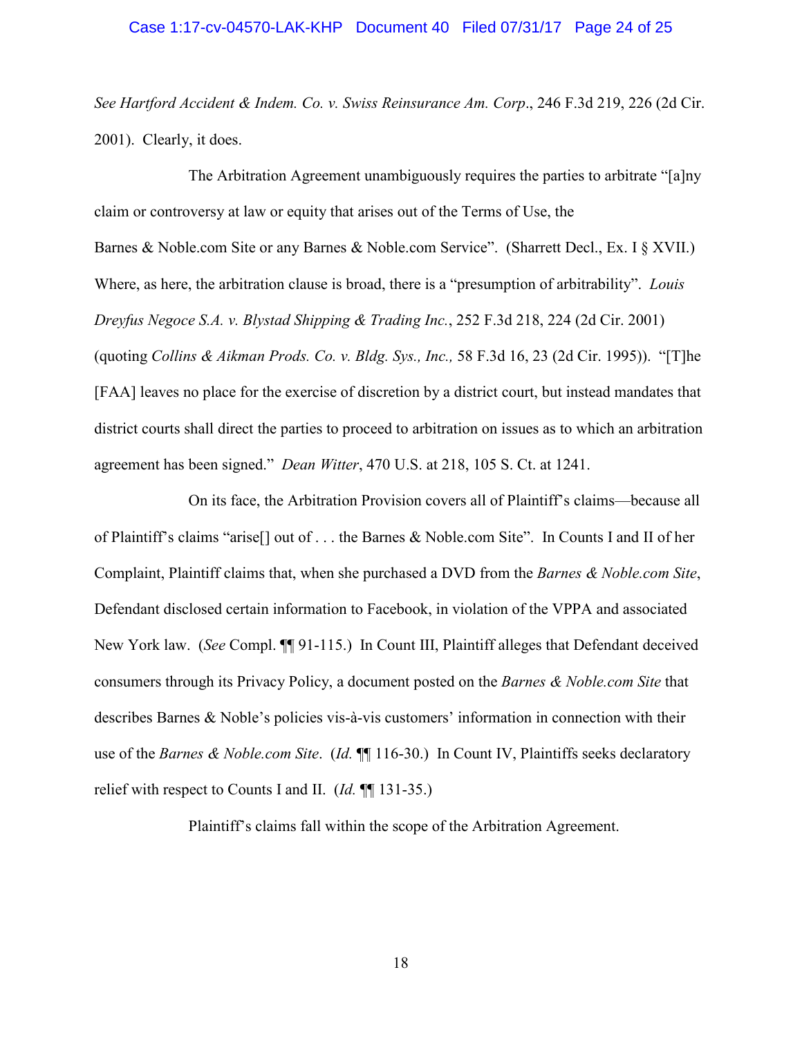*See Hartford Accident & Indem. Co. v. Swiss Reinsurance Am. Corp*., 246 F.3d 219, 226 (2d Cir. 2001). Clearly, it does.

The Arbitration Agreement unambiguously requires the parties to arbitrate "[a]ny claim or controversy at law or equity that arises out of the Terms of Use, the Barnes & Noble.com Site or any Barnes & Noble.com Service". (Sharrett Decl., Ex. I § XVII.) Where, as here, the arbitration clause is broad, there is a "presumption of arbitrability". *Louis Dreyfus Negoce S.A. v. Blystad Shipping & Trading Inc.*, 252 F.3d 218, 224 (2d Cir. 2001) (quoting *Collins & Aikman Prods. Co. v. Bldg. Sys., Inc.,* 58 F.3d 16, 23 (2d Cir. 1995)). "[T]he [FAA] leaves no place for the exercise of discretion by a district court, but instead mandates that district courts shall direct the parties to proceed to arbitration on issues as to which an arbitration agreement has been signed." *Dean Witter*, 470 U.S. at 218, 105 S. Ct. at 1241.

On its face, the Arbitration Provision covers all of Plaintiff's claims—because all of Plaintiff's claims "arise[] out of . . . the Barnes & Noble.com Site". In Counts I and II of her Complaint, Plaintiff claims that, when she purchased a DVD from the *Barnes & Noble.com Site*, Defendant disclosed certain information to Facebook, in violation of the VPPA and associated New York law. (*See* Compl. ¶¶ 91-115.) In Count III, Plaintiff alleges that Defendant deceived consumers through its Privacy Policy, a document posted on the *Barnes & Noble.com Site* that describes Barnes & Noble's policies vis-à-vis customers' information in connection with their use of the *Barnes & Noble.com Site*. (*Id.* ¶¶ 116-30.) In Count IV, Plaintiffs seeks declaratory relief with respect to Counts I and II. (*Id.* ¶¶ 131-35.)

Plaintiff's claims fall within the scope of the Arbitration Agreement.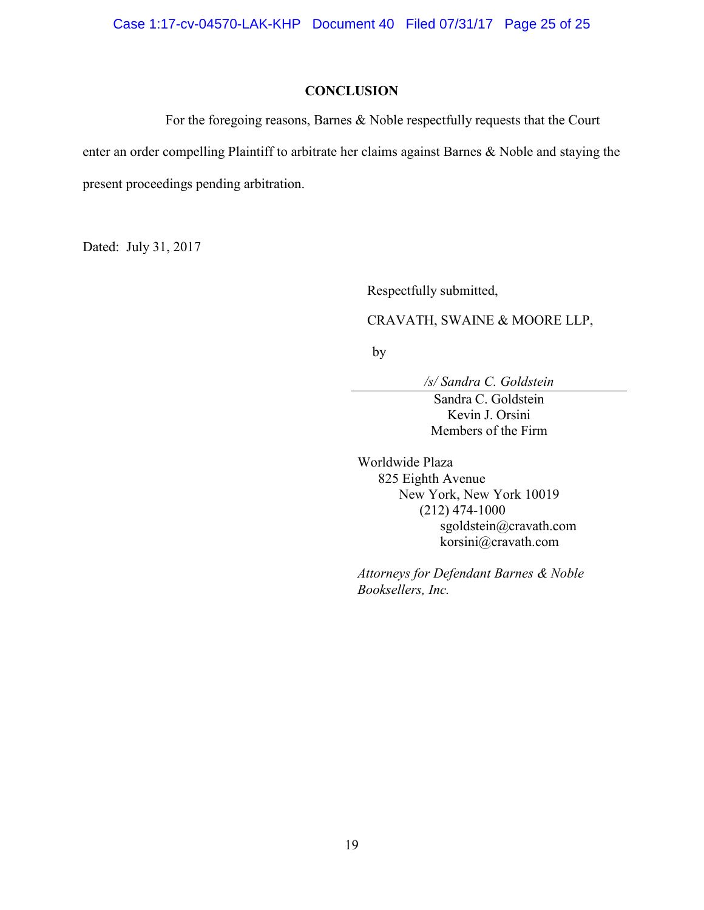## CONCLUSION

For the foregoing reasons, Barnes & Noble respectfully requests that the Court enter an order compelling Plaintiff to arbitrate her claims against Barnes & Noble and staying the present proceedings pending arbitration.

Dated: July 31, 2017

Respectfully submitted,

CRAVATH, SWAINE & MOORE LLP,

by

*/s/ Sandra C. Goldstein*

Sandra C. Goldstein
Kevin J. Orsini
Members of the Firm

Worldwide Plaza
825 Eighth Avenue
New York, New York 10019
(212) 474-1000
sgoldstein@cravath.com
korsini@cravath.com

*Attorneys for Defendant Barnes & Noble Booksellers, Inc.*